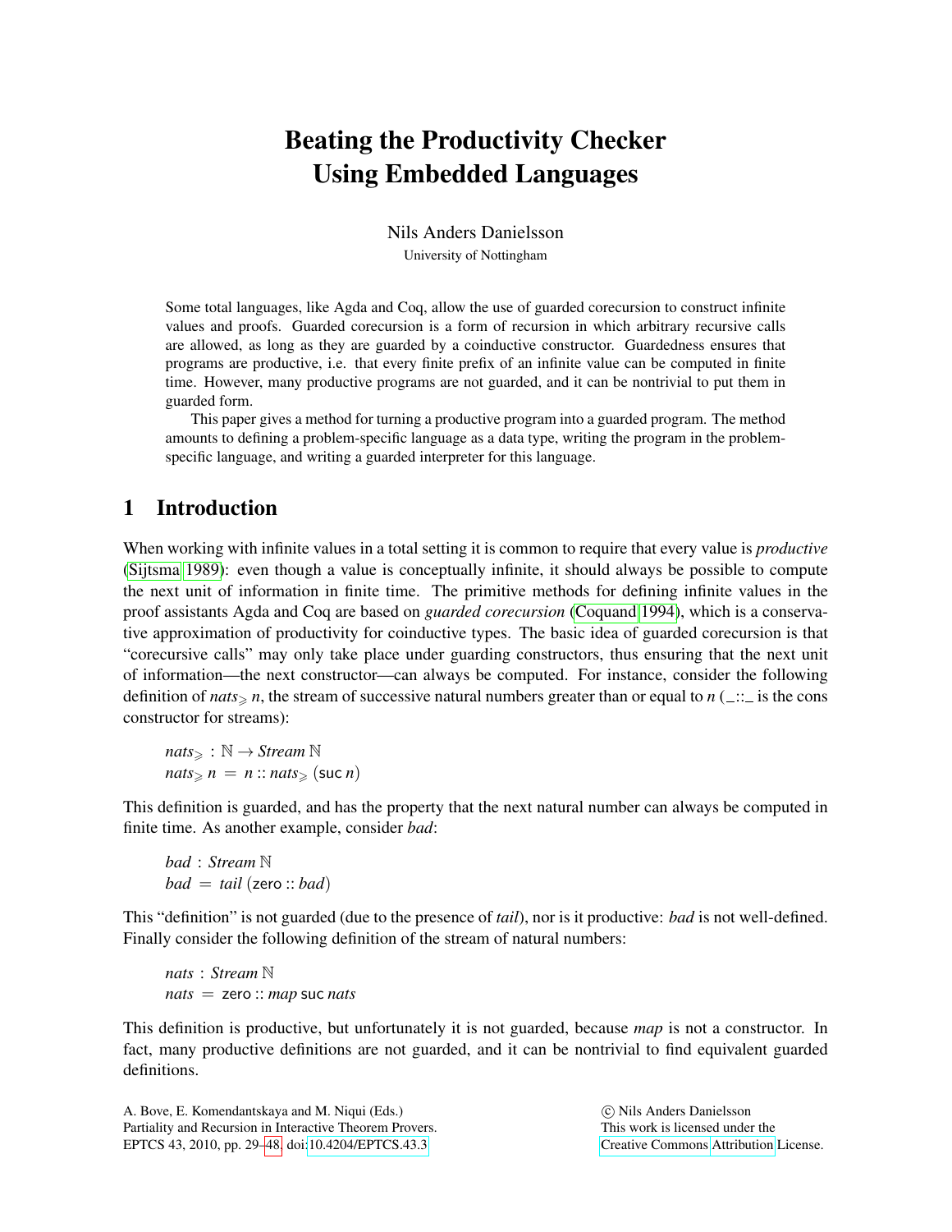# Beating the Productivity Checker Using Embedded Languages

Nils Anders Danielsson

University of Nottingham

Some total languages, like Agda and Coq, allow the use of guarded corecursion to construct infinite values and proofs. Guarded corecursion is a form of recursion in which arbitrary recursive calls are allowed, as long as they are guarded by a coinductive constructor. Guardedness ensures that programs are productive, i.e. that every finite prefix of an infinite value can be computed in finite time. However, many productive programs are not guarded, and it can be nontrivial to put them in guarded form.

This paper gives a method for turning a productive program into a guarded program. The method amounts to defining a problem-specific language as a data type, writing the program in the problem-specific language, and writing a guarded interpreter for this language.

## 1 Introduction

When working with infinite values in a total setting it is common to require that every value is *productive* (Sijtsma 1989): even though a value is conceptually infinite, it should always be possible to compute the next unit of information in finite time. The primitive methods for defining infinite values in the proof assistants Agda and Coq are based on *guarded corecursion* (Coquand 1994), which is a conservative approximation of productivity for coinductive types. The basic idea of guarded corecursion is that "corecursive calls" may only take place under guarding constructors, thus ensuring that the next unit of information—the next constructor—can always be computed. For instance, consider the following definition of $nats_{\geqslant}\, n$, the stream of successive natural numbers greater than or equal to $n$ ($\_::\_$ is the cons constructor for streams):

$$
\begin{aligned}
&nats_{\geqslant} : \mathbb{N} \rightarrow Stream\ \mathbb{N} \\
&nats_{\geqslant}\ n\ =\ n :: nats_{\geqslant}\ (\mathsf{suc}\ n)
\end{aligned}
$$

This definition is guarded, and has the property that the next natural number can always be computed in finite time. As another example, consider *bad*:

$$
\begin{aligned}
&bad : Stream\ \mathbb{N} \\
&bad\ =\ tail\ (\mathsf{zero} :: bad)
\end{aligned}
$$

This "definition" is not guarded (due to the presence of *tail*), nor is it productive: *bad* is not well-defined. Finally consider the following definition of the stream of natural numbers:

$$
\begin{aligned}
&nats : Stream\ \mathbb{N} \\
&nats\ =\ \mathsf{zero} :: map\ \mathsf{suc}\ nats
\end{aligned}
$$

This definition is productive, but unfortunately it is not guarded, because *map* is not a constructor. In fact, many productive definitions are not guarded, and it can be nontrivial to find equivalent guarded definitions.

A. Bove, E. Komendantskaya and M. Niqui (Eds.) Partiality and Recursion in Interactive Theorem Provers. EPTCS 43, 2010, pp. 29–48, doi:10.4204/EPTCS.43.3

© Nils Anders Danielsson. This work is licensed under the Creative Commons Attribution License.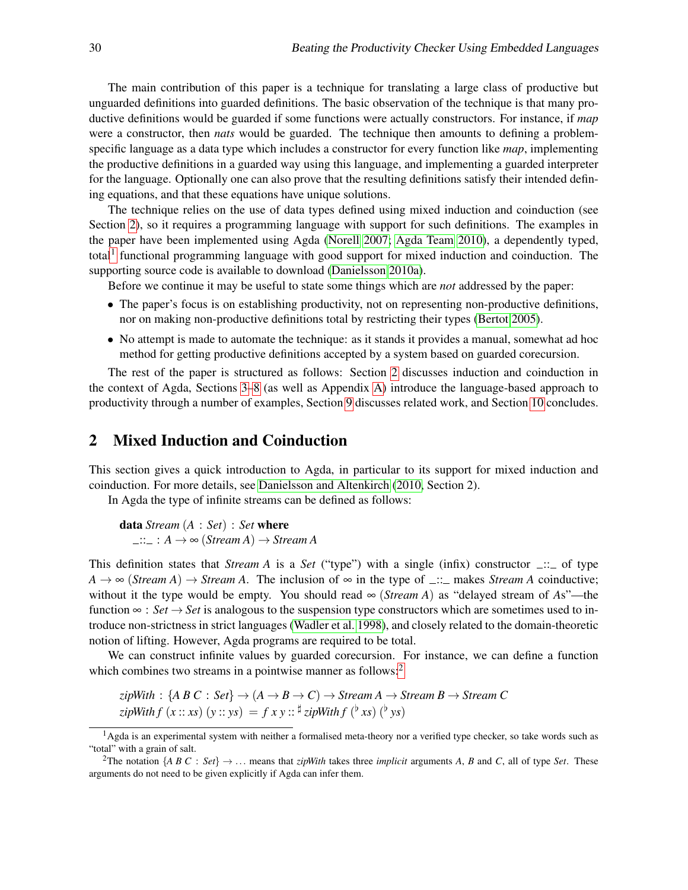The main contribution of this paper is a technique for translating a large class of productive but unguarded definitions into guarded definitions. The basic observation of the technique is that many productive definitions would be guarded if some functions were actually constructors. For instance, if *map* were a constructor, then *nats* would be guarded. The technique then amounts to defining a problem-specific language as a data type which includes a constructor for every function like *map*, implementing the productive definitions in a guarded way using this language, and implementing a guarded interpreter for the language. Optionally one can also prove that the resulting definitions satisfy their intended defining equations, and that these equations have unique solutions.

The technique relies on the use of data types defined using mixed induction and coinduction (see Section 2), so it requires a programming language with support for such definitions. The examples in the paper have been implemented using Agda (Norell 2007; Agda Team 2010), a dependently typed, total[1] functional programming language with good support for mixed induction and coinduction. The supporting source code is available to download (Danielsson 2010a).

Before we continue it may be useful to state some things which are *not* addressed by the paper:

- The paper's focus is on establishing productivity, not on representing non-productive definitions, nor on making non-productive definitions total by restricting their types (Bertot 2005).
- No attempt is made to automate the technique: as it stands it provides a manual, somewhat ad hoc method for getting productive definitions accepted by a system based on guarded corecursion.

The rest of the paper is structured as follows: Section 2 discusses induction and coinduction in the context of Agda, Sections 3–8 (as well as Appendix A) introduce the language-based approach to productivity through a number of examples, Section 9 discusses related work, and Section 10 concludes.

## 2 Mixed Induction and Coinduction

This section gives a quick introduction to Agda, in particular to its support for mixed induction and coinduction. For more details, see Danielsson and Altenkirch (2010, Section 2).

In Agda the type of infinite streams can be defined as follows:

$$\textbf{data}\ \mathit{Stream}\ (A : \mathit{Set}) : \mathit{Set}\ \textbf{where}$$
$$\_{::}\_ : A \to \infty\ (\mathit{Stream}\ A) \to \mathit{Stream}\ A$$

This definition states that *Stream A* is a *Set* ("type") with a single (infix) constructor $\_{::}\_$ of type $A \to \infty\ (\mathit{Stream}\ A) \to \mathit{Stream}\ A$. The inclusion of $\infty$ in the type of $\_{::}\_$ makes *Stream A* coinductive; without it the type would be empty. You should read $\infty\ (\mathit{Stream}\ A)$ as "delayed stream of *A*s"—the function $\infty : \mathit{Set} \to \mathit{Set}$ is analogous to the suspension type constructors which are sometimes used to introduce non-strictness in strict languages (Wadler et al. 1998), and closely related to the domain-theoretic notion of lifting. However, Agda programs are required to be total.

We can construct infinite values by guarded corecursion. For instance, we can define a function which combines two streams in a pointwise manner as follows:[2]

$$\mathit{zipWith} : \{A\ B\ C : \mathit{Set}\} \to (A \to B \to C) \to \mathit{Stream}\ A \to \mathit{Stream}\ B \to \mathit{Stream}\ C$$
$$\mathit{zipWith}\ f\ (x :: xs)\ (y :: ys)\ =\ f\ x\ y :: \sharp\ \mathit{zipWith}\ f\ (\flat\ xs)\ (\flat\ ys)$$

---

[1] Agda is an experimental system with neither a formalised meta-theory nor a verified type checker, so take words such as "total" with a grain of salt.

[2] The notation $\{A\ B\ C : \mathit{Set}\} \to \ldots$ means that *zipWith* takes three *implicit* arguments *A*, *B* and *C*, all of type *Set*. These arguments do not need to be given explicitly if Agda can infer them.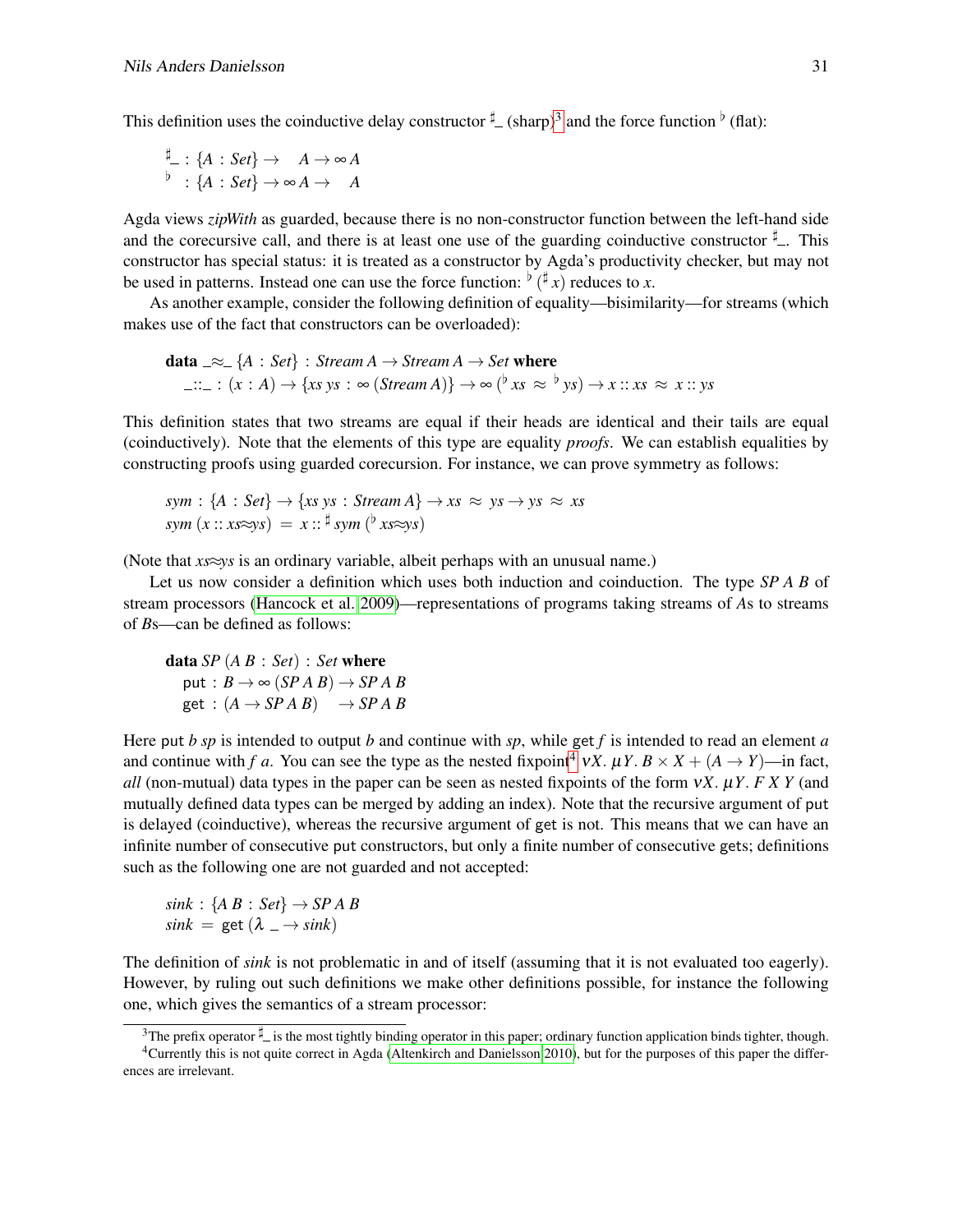This definition uses the coinductive delay constructor $\sharp\_$ (sharp)[3] and the force function $\flat$ (flat):

$$\begin{aligned}
\sharp\_ &: \{A : \mathit{Set}\} \to \quad A \to \infty\, A \\
\flat \ &: \{A : \mathit{Set}\} \to \infty\, A \to \quad A
\end{aligned}$$

Agda views *zipWith* as guarded, because there is no non-constructor function between the left-hand side and the corecursive call, and there is at least one use of the guarding coinductive constructor $\sharp\_$. This constructor has special status: it is treated as a constructor by Agda's productivity checker, but may not be used in patterns. Instead one can use the force function: $\flat\,(\sharp\, x)$ reduces to $x$.

As another example, consider the following definition of equality—bisimilarity—for streams (which makes use of the fact that constructors can be overloaded):

$$\begin{aligned}
&\textbf{data}\ \_\approx\_\ \{A : \mathit{Set}\} : \mathit{Stream}\, A \to \mathit{Stream}\, A \to \mathit{Set}\ \textbf{where} \\
&\quad \_::\_ : (x : A) \to \{xs\ ys : \infty\,(\mathit{Stream}\, A)\} \to \infty\,(\flat\, xs \approx \flat\, ys) \to x :: xs \approx x :: ys
\end{aligned}$$

This definition states that two streams are equal if their heads are identical and their tails are equal (coinductively). Note that the elements of this type are equality *proofs*. We can establish equalities by constructing proofs using guarded corecursion. For instance, we can prove symmetry as follows:

$$\begin{aligned}
&\mathit{sym} : \{A : \mathit{Set}\} \to \{xs\ ys : \mathit{Stream}\, A\} \to xs \approx ys \to ys \approx xs \\
&\mathit{sym}\,(x :: xs{\approx}ys) = x :: \sharp\, \mathit{sym}\,(\flat\, xs{\approx}ys)
\end{aligned}$$

(Note that $xs{\approx}ys$ is an ordinary variable, albeit perhaps with an unusual name.)

Let us now consider a definition which uses both induction and coinduction. The type $\mathit{SP}\, A\, B$ of stream processors (Hancock et al. 2009)—representations of programs taking streams of $A$s to streams of $B$s—can be defined as follows:

$$\begin{aligned}
&\textbf{data}\ \mathit{SP}\,(A\ B : \mathit{Set}) : \mathit{Set}\ \textbf{where} \\
&\quad \mathsf{put} : B \to \infty\,(\mathit{SP}\, A\, B) \to \mathit{SP}\, A\, B \\
&\quad \mathsf{get} : (A \to \mathit{SP}\, A\, B) \quad\ \to \mathit{SP}\, A\, B
\end{aligned}$$

Here $\mathsf{put}\ b\ sp$ is intended to output $b$ and continue with $sp$, while $\mathsf{get}\ f$ is intended to read an element $a$ and continue with $f\ a$. You can see the type as the nested fixpoint[4] $\nu X.\ \mu Y.\ B \times X + (A \to Y)$—in fact, *all* (non-mutual) data types in the paper can be seen as nested fixpoints of the form $\nu X.\ \mu Y.\ F\ X\ Y$ (and mutually defined data types can be merged by adding an index). Note that the recursive argument of $\mathsf{put}$ is delayed (coinductive), whereas the recursive argument of $\mathsf{get}$ is not. This means that we can have an infinite number of consecutive $\mathsf{put}$ constructors, but only a finite number of consecutive $\mathsf{get}$s; definitions such as the following one are not guarded and not accepted:

$$\begin{aligned}
&\mathit{sink} : \{A\ B : \mathit{Set}\} \to \mathit{SP}\, A\, B \\
&\mathit{sink} = \mathsf{get}\,(\lambda\ \_ \to \mathit{sink})
\end{aligned}$$

The definition of *sink* is not problematic in and of itself (assuming that it is not evaluated too eagerly). However, by ruling out such definitions we make other definitions possible, for instance the following one, which gives the semantics of a stream processor:

[3] The prefix operator $\sharp\_$ is the most tightly binding operator in this paper; ordinary function application binds tighter, though.

[4] Currently this is not quite correct in Agda (Altenkirch and Danielsson 2010), but for the purposes of this paper the differences are irrelevant.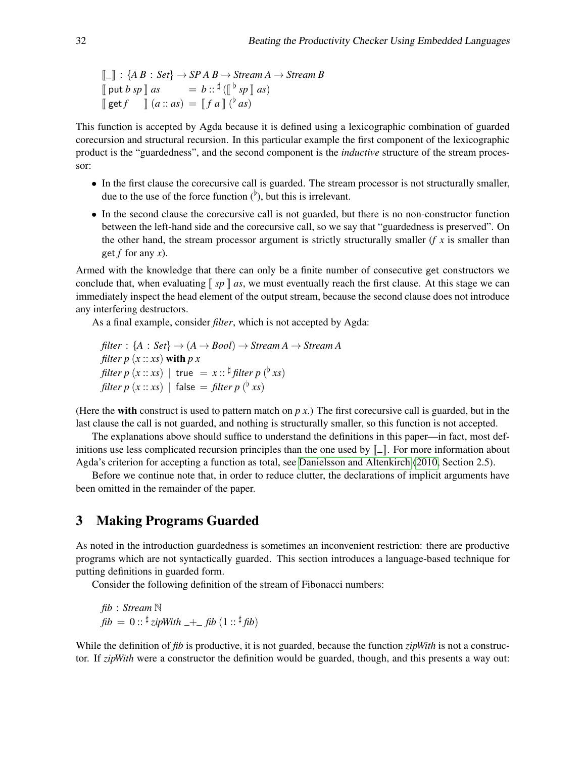$$
\begin{array}{l}
[\![\_]\!] : \{A\ B : Set\} \rightarrow SP\ A\ B \rightarrow Stream\ A \rightarrow Stream\ B \\
[\![\ \mathsf{put}\ b\ sp\ ]\!]\ as \qquad\ = b :: {}^{\sharp}\ ([\![\ {}^{\flat}\ sp\ ]\!]\ as) \\
[\![\ \mathsf{get}\ f \quad\ ]\!]\ (a :: as) = [\![\ f\ a\ ]\!]\ ({}^{\flat}\ as)
\end{array}
$$

This function is accepted by Agda because it is defined using a lexicographic combination of guarded corecursion and structural recursion. In this particular example the first component of the lexicographic product is the "guardedness", and the second component is the *inductive* structure of the stream processor:

- In the first clause the corecursive call is guarded. The stream processor is not structurally smaller, due to the use of the force function (${}^{\flat}$), but this is irrelevant.
- In the second clause the corecursive call is not guarded, but there is no non-constructor function between the left-hand side and the corecursive call, so we say that "guardedness is preserved". On the other hand, the stream processor argument is strictly structurally smaller ($f\ x$ is smaller than $\mathsf{get}\ f$ for any $x$).

Armed with the knowledge that there can only be a finite number of consecutive get constructors we conclude that, when evaluating $[\![\ sp\ ]\!]\ as$, we must eventually reach the first clause. At this stage we can immediately inspect the head element of the output stream, because the second clause does not introduce any interfering destructors.

As a final example, consider *filter*, which is not accepted by Agda:

$$
\begin{array}{l}
filter : \{A : Set\} \rightarrow (A \rightarrow Bool) \rightarrow Stream\ A \rightarrow Stream\ A \\
filter\ p\ (x :: xs)\ \textbf{with}\ p\ x \\
filter\ p\ (x :: xs)\ \mid\ \mathsf{true}\ \ = x :: {}^{\sharp}\ filter\ p\ ({}^{\flat}\ xs) \\
filter\ p\ (x :: xs)\ \mid\ \mathsf{false} = filter\ p\ ({}^{\flat}\ xs)
\end{array}
$$

(Here the **with** construct is used to pattern match on $p\ x$.) The first corecursive call is guarded, but in the last clause the call is not guarded, and nothing is structurally smaller, so this function is not accepted.

The explanations above should suffice to understand the definitions in this paper—in fact, most definitions use less complicated recursion principles than the one used by $[\![\_]\!]$. For more information about Agda's criterion for accepting a function as total, see Danielsson and Altenkirch (2010, Section 2.5).

Before we continue note that, in order to reduce clutter, the declarations of implicit arguments have been omitted in the remainder of the paper.

## 3 Making Programs Guarded

As noted in the introduction guardedness is sometimes an inconvenient restriction: there are productive programs which are not syntactically guarded. This section introduces a language-based technique for putting definitions in guarded form.

Consider the following definition of the stream of Fibonacci numbers:

$$
\begin{array}{l}
fib : Stream\ \mathbb{N} \\
fib = 0 :: {}^{\sharp}\ zipWith\ \_+\_\ fib\ (1 :: {}^{\sharp}\ fib)
\end{array}
$$

While the definition of *fib* is productive, it is not guarded, because the function *zipWith* is not a constructor. If *zipWith* were a constructor the definition would be guarded, though, and this presents a way out: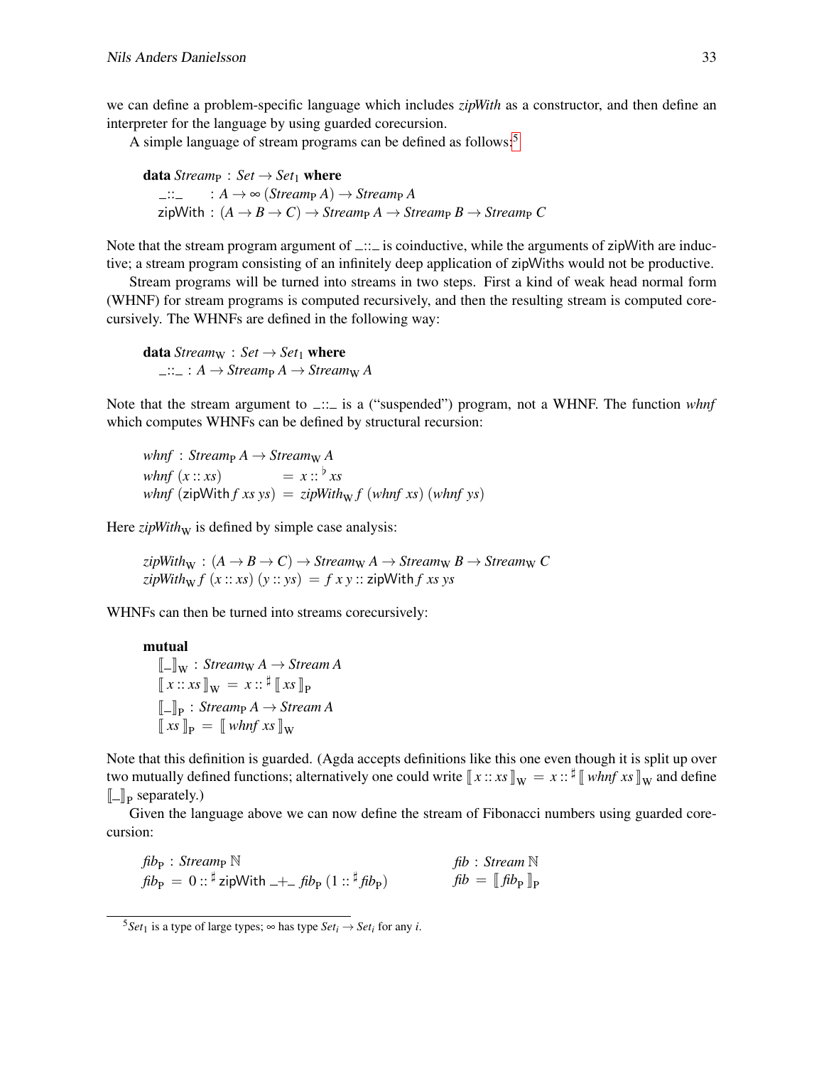we can define a problem-specific language which includes *zipWith* as a constructor, and then define an interpreter for the language by using guarded corecursion.

A simple language of stream programs can be defined as follows:[5]

$$
\begin{array}{l}
\textbf{data}\ \mathit{Stream}_{\mathrm{P}} : \mathit{Set} \to \mathit{Set}_1\ \textbf{where} \\
\quad \_{::}\_ \quad\ \ : A \to \infty\,(\mathit{Stream}_{\mathrm{P}}\,A) \to \mathit{Stream}_{\mathrm{P}}\,A \\
\quad \mathsf{zipWith} : (A \to B \to C) \to \mathit{Stream}_{\mathrm{P}}\,A \to \mathit{Stream}_{\mathrm{P}}\,B \to \mathit{Stream}_{\mathrm{P}}\,C
\end{array}
$$

Note that the stream program argument of $\_{::}\_$ is coinductive, while the arguments of zipWith are inductive; a stream program consisting of an infinitely deep application of zipWiths would not be productive.

Stream programs will be turned into streams in two steps. First a kind of weak head normal form (WHNF) for stream programs is computed recursively, and then the resulting stream is computed corecursively. The WHNFs are defined in the following way:

$$
\begin{array}{l}
\textbf{data}\ \mathit{Stream}_{\mathrm{W}} : \mathit{Set} \to \mathit{Set}_1\ \textbf{where} \\
\quad \_{::}\_ : A \to \mathit{Stream}_{\mathrm{P}}\,A \to \mathit{Stream}_{\mathrm{W}}\,A
\end{array}
$$

Note that the stream argument to $\_{::}\_$ is a ("suspended") program, not a WHNF. The function *whnf* which computes WHNFs can be defined by structural recursion:

$$
\begin{array}{l}
\mathit{whnf} : \mathit{Stream}_{\mathrm{P}}\,A \to \mathit{Stream}_{\mathrm{W}}\,A \\
\mathit{whnf}\ (x :: xs) \qquad\qquad\ = x ::{}^{\flat}\, xs \\
\mathit{whnf}\ (\mathsf{zipWith}\,f\,xs\,ys) = \mathit{zipWith}_{\mathrm{W}}\,f\ (\mathit{whnf}\ xs)\ (\mathit{whnf}\ ys)
\end{array}
$$

Here $\mathit{zipWith}_{\mathrm{W}}$ is defined by simple case analysis:

$$
\begin{array}{l}
\mathit{zipWith}_{\mathrm{W}} : (A \to B \to C) \to \mathit{Stream}_{\mathrm{W}}\,A \to \mathit{Stream}_{\mathrm{W}}\,B \to \mathit{Stream}_{\mathrm{W}}\,C \\
\mathit{zipWith}_{\mathrm{W}}\,f\ (x :: xs)\ (y :: ys) = f\,x\,y :: \mathsf{zipWith}\,f\,xs\,ys
\end{array}
$$

WHNFs can then be turned into streams corecursively:

$$
\begin{array}{l}
\textbf{mutual} \\
\quad [\![\_]\!]_{\mathrm{W}} : \mathit{Stream}_{\mathrm{W}}\,A \to \mathit{Stream}\,A \\
\quad [\![\, x :: xs \,]\!]_{\mathrm{W}} = x ::{}^{\sharp}\, [\![\, xs \,]\!]_{\mathrm{P}} \\
\quad [\![\_]\!]_{\mathrm{P}} : \mathit{Stream}_{\mathrm{P}}\,A \to \mathit{Stream}\,A \\
\quad [\![\, xs \,]\!]_{\mathrm{P}} = [\![\, \mathit{whnf}\ xs \,]\!]_{\mathrm{W}}
\end{array}
$$

Note that this definition is guarded. (Agda accepts definitions like this one even though it is split up over two mutually defined functions; alternatively one could write $[\![\, x :: xs \,]\!]_{\mathrm{W}} = x ::{}^{\sharp}\, [\![\, \mathit{whnf}\ xs \,]\!]_{\mathrm{W}}$ and define $[\![\_]\!]_{\mathrm{P}}$ separately.)

Given the language above we can now define the stream of Fibonacci numbers using guarded corecursion:

$$
\begin{array}{ll}
\mathit{fib}_{\mathrm{P}} : \mathit{Stream}_{\mathrm{P}}\,\mathbb{N} & \qquad \mathit{fib} : \mathit{Stream}\,\mathbb{N} \\
\mathit{fib}_{\mathrm{P}} = 0 ::{}^{\sharp}\, \mathsf{zipWith}\ \_{+}\_\ \mathit{fib}_{\mathrm{P}}\ (1 ::{}^{\sharp}\, \mathit{fib}_{\mathrm{P}}) & \qquad \mathit{fib} = [\![\, \mathit{fib}_{\mathrm{P}} \,]\!]_{\mathrm{P}}
\end{array}
$$

---

[5] $\mathit{Set}_1$ is a type of large types; $\infty$ has type $\mathit{Set}_i \to \mathit{Set}_i$ for any $i$.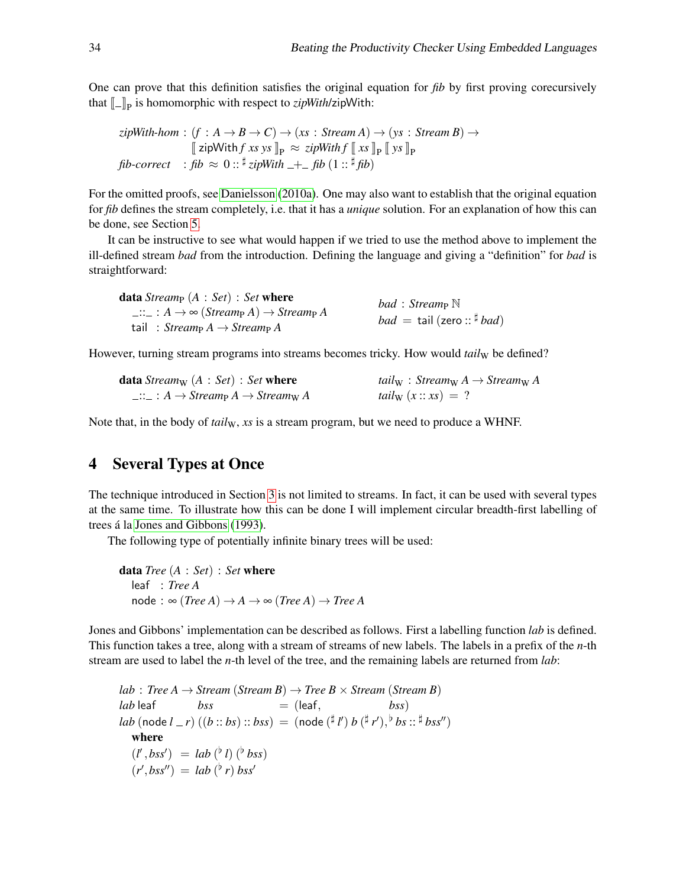One can prove that this definition satisfies the original equation for *fib* by first proving corecursively that $[\![\_]\!]_{\mathrm{P}}$ is homomorphic with respect to *zipWith*/zipWith:

$$
\begin{aligned}
&\mathit{zipWith\text{-}hom} : (f : A \to B \to C) \to (xs : \mathit{Stream}\ A) \to (ys : \mathit{Stream}\ B) \to \\
&\qquad\qquad [\![\ \mathsf{zipWith}\ f\ xs\ ys\ ]\!]_{\mathrm{P}} \approx \mathit{zipWith}\ f\ [\![\ xs\ ]\!]_{\mathrm{P}}\ [\![\ ys\ ]\!]_{\mathrm{P}} \\
&\mathit{fib\text{-}correct} \ : \mathit{fib} \approx 0 :: \sharp\ \mathit{zipWith}\ \_{+}\_\ \mathit{fib}\ (1 :: \sharp\ \mathit{fib})
\end{aligned}
$$

For the omitted proofs, see Danielsson (2010a). One may also want to establish that the original equation for *fib* defines the stream completely, i.e. that it has a *unique* solution. For an explanation of how this can be done, see Section 5.

It can be instructive to see what would happen if we tried to use the method above to implement the ill-defined stream *bad* from the introduction. Defining the language and giving a "definition" for *bad* is straightforward:

$$
\begin{aligned}
&\mathbf{data}\ \mathit{Stream}_{\mathrm{P}}\ (A : \mathit{Set}) : \mathit{Set}\ \mathbf{where} \\
&\quad \_{::}\_ : A \to \infty\ (\mathit{Stream}_{\mathrm{P}}\ A) \to \mathit{Stream}_{\mathrm{P}}\ A \\
&\quad \mathsf{tail}\ \ : \mathit{Stream}_{\mathrm{P}}\ A \to \mathit{Stream}_{\mathrm{P}}\ A
\end{aligned}
\qquad
\begin{aligned}
&\mathit{bad} : \mathit{Stream}_{\mathrm{P}}\ \mathbb{N} \\
&\mathit{bad} = \mathsf{tail}\ (\mathsf{zero} :: \sharp\ \mathit{bad})
\end{aligned}
$$

However, turning stream programs into streams becomes tricky. How would $\mathit{tail}_{\mathrm{W}}$ be defined?

$$
\begin{aligned}
&\mathbf{data}\ \mathit{Stream}_{\mathrm{W}}\ (A : \mathit{Set}) : \mathit{Set}\ \mathbf{where} \\
&\quad \_{::}\_ : A \to \mathit{Stream}_{\mathrm{P}}\ A \to \mathit{Stream}_{\mathrm{W}}\ A
\end{aligned}
\qquad
\begin{aligned}
&\mathit{tail}_{\mathrm{W}} : \mathit{Stream}_{\mathrm{W}}\ A \to \mathit{Stream}_{\mathrm{W}}\ A \\
&\mathit{tail}_{\mathrm{W}}\ (x :: xs) = \ ?
\end{aligned}
$$

Note that, in the body of $\mathit{tail}_{\mathrm{W}}$, *xs* is a stream program, but we need to produce a WHNF.

## 4 Several Types at Once

The technique introduced in Section 3 is not limited to streams. In fact, it can be used with several types at the same time. To illustrate how this can be done I will implement circular breadth-first labelling of trees á la Jones and Gibbons (1993).

The following type of potentially infinite binary trees will be used:

$$
\begin{aligned}
&\mathbf{data}\ \mathit{Tree}\ (A : \mathit{Set}) : \mathit{Set}\ \mathbf{where} \\
&\quad \mathsf{leaf}\ \ : \mathit{Tree}\ A \\
&\quad \mathsf{node} : \infty\ (\mathit{Tree}\ A) \to A \to \infty\ (\mathit{Tree}\ A) \to \mathit{Tree}\ A
\end{aligned}
$$

Jones and Gibbons' implementation can be described as follows. First a labelling function *lab* is defined. This function takes a tree, along with a stream of streams of new labels. The labels in a prefix of the $n$-th stream are used to label the $n$-th level of the tree, and the remaining labels are returned from *lab*:

$$
\begin{aligned}
&\mathit{lab} : \mathit{Tree}\ A \to \mathit{Stream}\ (\mathit{Stream}\ B) \to \mathit{Tree}\ B \times \mathit{Stream}\ (\mathit{Stream}\ B) \\
&\mathit{lab}\ \mathsf{leaf}\qquad\qquad\quad \mathit{bss} \qquad\qquad\quad = (\mathsf{leaf}, \qquad\qquad\quad \mathit{bss}) \\
&\mathit{lab}\ (\mathsf{node}\ l\ \_\ r)\ ((b :: bs) :: bss) = (\mathsf{node}\ (\sharp\ l')\ b\ (\sharp\ r'), \flat\ bs :: \sharp\ bss'') \\
&\quad \mathbf{where} \\
&\quad (l', bss') \ = \mathit{lab}\ (\flat\ l)\ (\flat\ bss) \\
&\quad (r', bss'') = \mathit{lab}\ (\flat\ r)\ bss'
\end{aligned}
$$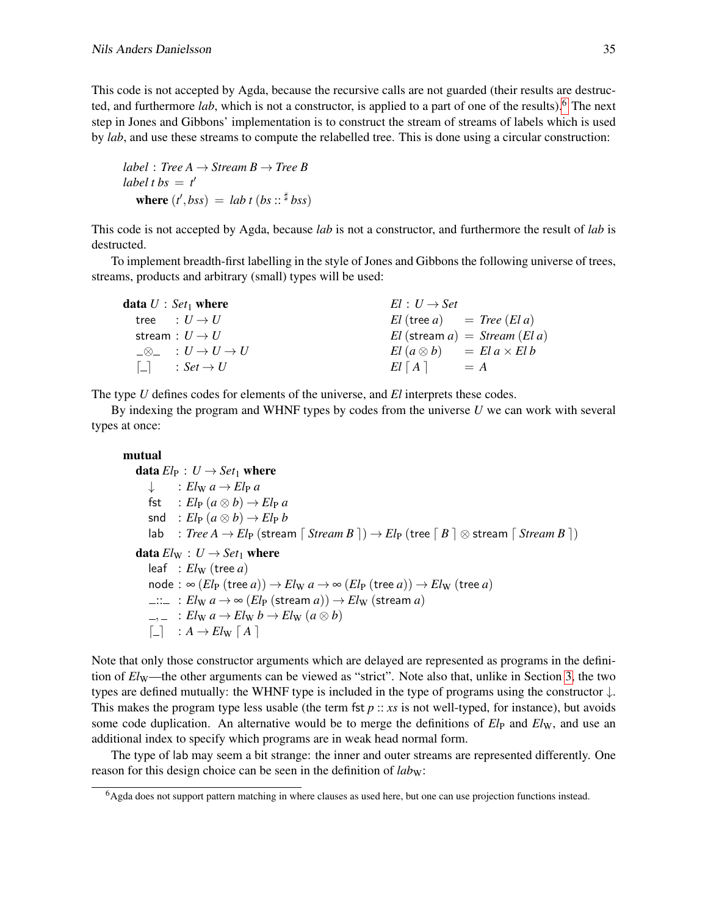This code is not accepted by Agda, because the recursive calls are not guarded (their results are destructed, and furthermore *lab*, which is not a constructor, is applied to a part of one of the results).[6] The next step in Jones and Gibbons' implementation is to construct the stream of streams of labels which is used by *lab*, and use these streams to compute the relabelled tree. This is done using a circular construction:

$$
\begin{array}{l}
\mathit{label} : \mathit{Tree}\ A \to \mathit{Stream}\ B \to \mathit{Tree}\ B \\
\mathit{label}\ t\ \mathit{bs}\ =\ t' \\
\quad \textbf{where}\ (t', \mathit{bss})\ =\ \mathit{lab}\ t\ (\mathit{bs} :: ^{\sharp}\ \mathit{bss})
\end{array}
$$

This code is not accepted by Agda, because *lab* is not a constructor, and furthermore the result of *lab* is destructed.

To implement breadth-first labelling in the style of Jones and Gibbons the following universe of trees, streams, products and arbitrary (small) types will be used:

$$
\begin{array}{ll}
\textbf{data}\ U : \mathit{Set}_1\ \textbf{where} & \mathit{El} : U \to \mathit{Set} \\
\quad \mathsf{tree} \quad\ \ : U \to U & \mathit{El}\ (\mathsf{tree}\ a) \quad\ \ = \mathit{Tree}\ (\mathit{El}\ a) \\
\quad \mathsf{stream} : U \to U & \mathit{El}\ (\mathsf{stream}\ a) = \mathit{Stream}\ (\mathit{El}\ a) \\
\quad \_\otimes\_ \quad : U \to U \to U & \mathit{El}\ (a \otimes b) \quad\ = \mathit{El}\ a \times \mathit{El}\ b \\
\quad \lceil\_\rceil \qquad : \mathit{Set} \to U & \mathit{El}\ \lceil A \rceil \qquad\ = A
\end{array}
$$

The type $U$ defines codes for elements of the universe, and $\mathit{El}$ interprets these codes.

By indexing the program and WHNF types by codes from the universe $U$ we can work with several types at once:

$$
\begin{array}{l}
\textbf{mutual} \\
\quad \textbf{data}\ \mathit{El}_{\mathrm{P}} : U \to \mathit{Set}_1\ \textbf{where} \\
\quad\quad \downarrow \quad\ : \mathit{El}_{\mathrm{W}}\ a \to \mathit{El}_{\mathrm{P}}\ a \\
\quad\quad \mathsf{fst} \quad : \mathit{El}_{\mathrm{P}}\ (a \otimes b) \to \mathit{El}_{\mathrm{P}}\ a \\
\quad\quad \mathsf{snd} \quad : \mathit{El}_{\mathrm{P}}\ (a \otimes b) \to \mathit{El}_{\mathrm{P}}\ b \\
\quad\quad \mathsf{lab} \quad : \mathit{Tree}\ A \to \mathit{El}_{\mathrm{P}}\ (\mathsf{stream}\ \lceil \mathit{Stream}\ B \rceil) \to \mathit{El}_{\mathrm{P}}\ (\mathsf{tree}\ \lceil B \rceil \otimes \mathsf{stream}\ \lceil \mathit{Stream}\ B \rceil) \\
\quad \textbf{data}\ \mathit{El}_{\mathrm{W}} : U \to \mathit{Set}_1\ \textbf{where} \\
\quad\quad \mathsf{leaf} \quad : \mathit{El}_{\mathrm{W}}\ (\mathsf{tree}\ a) \\
\quad\quad \mathsf{node} : \infty\ (\mathit{El}_{\mathrm{P}}\ (\mathsf{tree}\ a)) \to \mathit{El}_{\mathrm{W}}\ a \to \infty\ (\mathit{El}_{\mathrm{P}}\ (\mathsf{tree}\ a)) \to \mathit{El}_{\mathrm{W}}\ (\mathsf{tree}\ a) \\
\quad\quad \_::\_ \ \ : \mathit{El}_{\mathrm{W}}\ a \to \infty\ (\mathit{El}_{\mathrm{P}}\ (\mathsf{stream}\ a)) \to \mathit{El}_{\mathrm{W}}\ (\mathsf{stream}\ a) \\
\quad\quad \_,\_ \quad : \mathit{El}_{\mathrm{W}}\ a \to \mathit{El}_{\mathrm{W}}\ b \to \mathit{El}_{\mathrm{W}}\ (a \otimes b) \\
\quad\quad \lceil\_\rceil \quad\ : A \to \mathit{El}_{\mathrm{W}}\ \lceil A \rceil
\end{array}
$$

Note that only those constructor arguments which are delayed are represented as programs in the definition of $\mathit{El}_{\mathrm{W}}$—the other arguments can be viewed as "strict". Note also that, unlike in Section 3, the two types are defined mutually: the WHNF type is included in the type of programs using the constructor $\downarrow$. This makes the program type less usable (the term $\mathsf{fst}\ p :: \mathit{xs}$ is not well-typed, for instance), but avoids some code duplication. An alternative would be to merge the definitions of $\mathit{El}_{\mathrm{P}}$ and $\mathit{El}_{\mathrm{W}}$, and use an additional index to specify which programs are in weak head normal form.

The type of lab may seem a bit strange: the inner and outer streams are represented differently. One reason for this design choice can be seen in the definition of $\mathit{lab}_{\mathrm{W}}$:

[6] Agda does not support pattern matching in where clauses as used here, but one can use projection functions instead.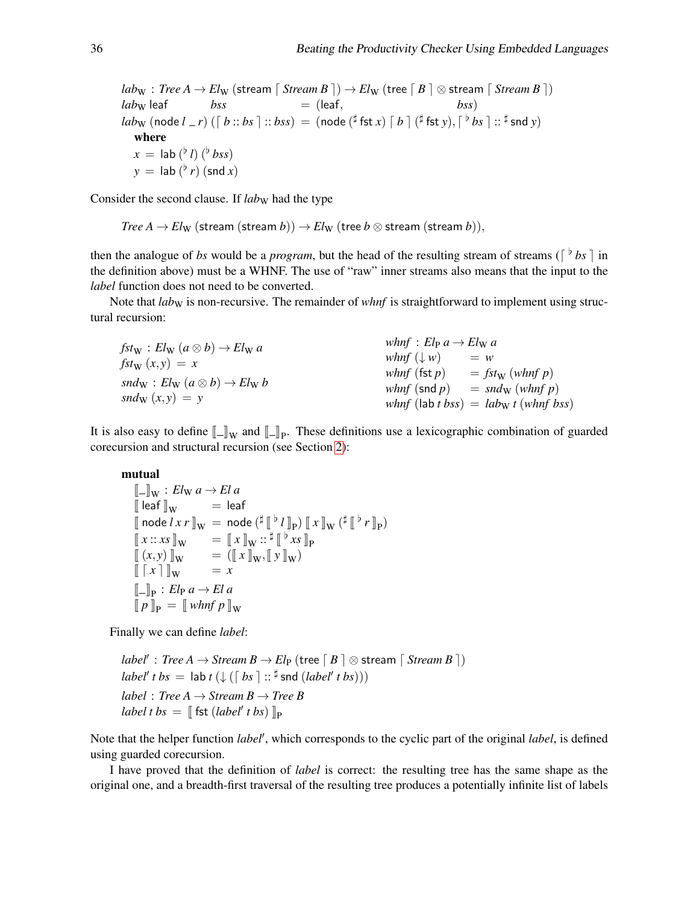$$
\begin{array}{l}
\mathit{lab}_{\mathrm{W}} : \mathit{Tree}\ A \to \mathit{El}_{\mathrm{W}}\ (\mathsf{stream}\ \lceil\ \mathit{Stream}\ B\ \rceil) \to \mathit{El}_{\mathrm{W}}\ (\mathsf{tree}\ \lceil\ B\ \rceil \otimes \mathsf{stream}\ \lceil\ \mathit{Stream}\ B\ \rceil) \\
\mathit{lab}_{\mathrm{W}}\ \mathsf{leaf}\qquad\qquad\quad \mathit{bss}\qquad\qquad\quad = (\mathsf{leaf}, \qquad\qquad\qquad\qquad\quad \mathit{bss}) \\
\mathit{lab}_{\mathrm{W}}\ (\mathsf{node}\ l\ \_\ r)\ (\lceil\ b :: \mathit{bs}\ \rceil :: \mathit{bss}) = (\mathsf{node}\ (^{\sharp}\ \mathsf{fst}\ x)\ \lceil\ b\ \rceil\ (^{\sharp}\ \mathsf{fst}\ y), \lceil\ ^{\flat}\ \mathit{bs}\ \rceil :: {}^{\sharp}\ \mathsf{snd}\ y) \\
\quad \textbf{where} \\
\quad x = \mathsf{lab}\ (^{\flat}\ l)\ (^{\flat}\ \mathit{bss}) \\
\quad y = \mathsf{lab}\ (^{\flat}\ r)\ (\mathsf{snd}\ x)
\end{array}
$$

Consider the second clause. If $\mathit{lab}_{\mathrm{W}}$ had the type

$$
\mathit{Tree}\ A \to \mathit{El}_{\mathrm{W}}\ (\mathsf{stream}\ (\mathsf{stream}\ b)) \to \mathit{El}_{\mathrm{W}}\ (\mathsf{tree}\ b \otimes \mathsf{stream}\ (\mathsf{stream}\ b)),
$$

then the analogue of $\mathit{bs}$ would be a *program*, but the head of the resulting stream of streams ($\lceil\ ^{\flat}\ \mathit{bs}\ \rceil$ in the definition above) must be a WHNF. The use of "raw" inner streams also means that the input to the *label* function does not need to be converted.

Note that $\mathit{lab}_{\mathrm{W}}$ is non-recursive. The remainder of *whnf* is straightforward to implement using structural recursion:

$$
\begin{array}{l}
\mathit{fst}_{\mathrm{W}} : \mathit{El}_{\mathrm{W}}\ (a \otimes b) \to \mathit{El}_{\mathrm{W}}\ a \\
\mathit{fst}_{\mathrm{W}}\ (x, y) = x \\
\mathit{snd}_{\mathrm{W}} : \mathit{El}_{\mathrm{W}}\ (a \otimes b) \to \mathit{El}_{\mathrm{W}}\ b \\
\mathit{snd}_{\mathrm{W}}\ (x, y) = y
\end{array}
\qquad
\begin{array}{l}
\mathit{whnf} : \mathit{El}_{\mathrm{P}}\ a \to \mathit{El}_{\mathrm{W}}\ a \\
\mathit{whnf}\ (\downarrow w) \qquad\ \ = w \\
\mathit{whnf}\ (\mathsf{fst}\ p) \qquad = \mathit{fst}_{\mathrm{W}}\ (\mathit{whnf}\ p) \\
\mathit{whnf}\ (\mathsf{snd}\ p) \qquad = \mathit{snd}_{\mathrm{W}}\ (\mathit{whnf}\ p) \\
\mathit{whnf}\ (\mathsf{lab}\ t\ \mathit{bss}) = \mathit{lab}_{\mathrm{W}}\ t\ (\mathit{whnf}\ \mathit{bss})
\end{array}
$$

It is also easy to define $[\![\_]\!]_{\mathrm{W}}$ and $[\![\_]\!]_{\mathrm{P}}$. These definitions use a lexicographic combination of guarded corecursion and structural recursion (see Section 2):

$$
\begin{array}{l}
\textbf{mutual} \\
\quad [\![\_]\!]_{\mathrm{W}} : \mathit{El}_{\mathrm{W}}\ a \to \mathit{El}\ a \\
\quad [\![\ \mathsf{leaf}\ ]\!]_{\mathrm{W}} \qquad\ \ = \mathsf{leaf} \\
\quad [\![\ \mathsf{node}\ l\ x\ r\ ]\!]_{\mathrm{W}} = \mathsf{node}\ (^{\sharp}\ [\![\ ^{\flat}\ l\ ]\!]_{\mathrm{P}})\ [\![\ x\ ]\!]_{\mathrm{W}}\ (^{\sharp}\ [\![\ ^{\flat}\ r\ ]\!]_{\mathrm{P}}) \\
\quad [\![\ x :: \mathit{xs}\ ]\!]_{\mathrm{W}} \quad\ = [\![\ x\ ]\!]_{\mathrm{W}} :: {}^{\sharp}\ [\![\ ^{\flat}\ \mathit{xs}\ ]\!]_{\mathrm{P}} \\
\quad [\![\ (x, y)\ ]\!]_{\mathrm{W}} \quad\ \ = ([\![\ x\ ]\!]_{\mathrm{W}}, [\![\ y\ ]\!]_{\mathrm{W}}) \\
\quad [\![\ \lceil\ x\ \rceil\ ]\!]_{\mathrm{W}} \qquad = x \\
\quad [\![\_]\!]_{\mathrm{P}} : \mathit{El}_{\mathrm{P}}\ a \to \mathit{El}\ a \\
\quad [\![\ p\ ]\!]_{\mathrm{P}} = [\![\ \mathit{whnf}\ p\ ]\!]_{\mathrm{W}}
\end{array}
$$

Finally we can define *label*:

$$
\begin{array}{l}
\mathit{label}' : \mathit{Tree}\ A \to \mathit{Stream}\ B \to \mathit{El}_{\mathrm{P}}\ (\mathsf{tree}\ \lceil\ B\ \rceil \otimes \mathsf{stream}\ \lceil\ \mathit{Stream}\ B\ \rceil) \\
\mathit{label}'\ t\ \mathit{bs} = \mathsf{lab}\ t\ (\downarrow (\lceil\ \mathit{bs}\ \rceil :: {}^{\sharp}\ \mathsf{snd}\ (\mathit{label}'\ t\ \mathit{bs}))) \\
\mathit{label} : \mathit{Tree}\ A \to \mathit{Stream}\ B \to \mathit{Tree}\ B \\
\mathit{label}\ t\ \mathit{bs} = [\![\ \mathsf{fst}\ (\mathit{label}'\ t\ \mathit{bs})\ ]\!]_{\mathrm{P}}
\end{array}
$$

Note that the helper function *label*′, which corresponds to the cyclic part of the original *label*, is defined using guarded corecursion.

I have proved that the definition of *label* is correct: the resulting tree has the same shape as the original one, and a breadth-first traversal of the resulting tree produces a potentially infinite list of labels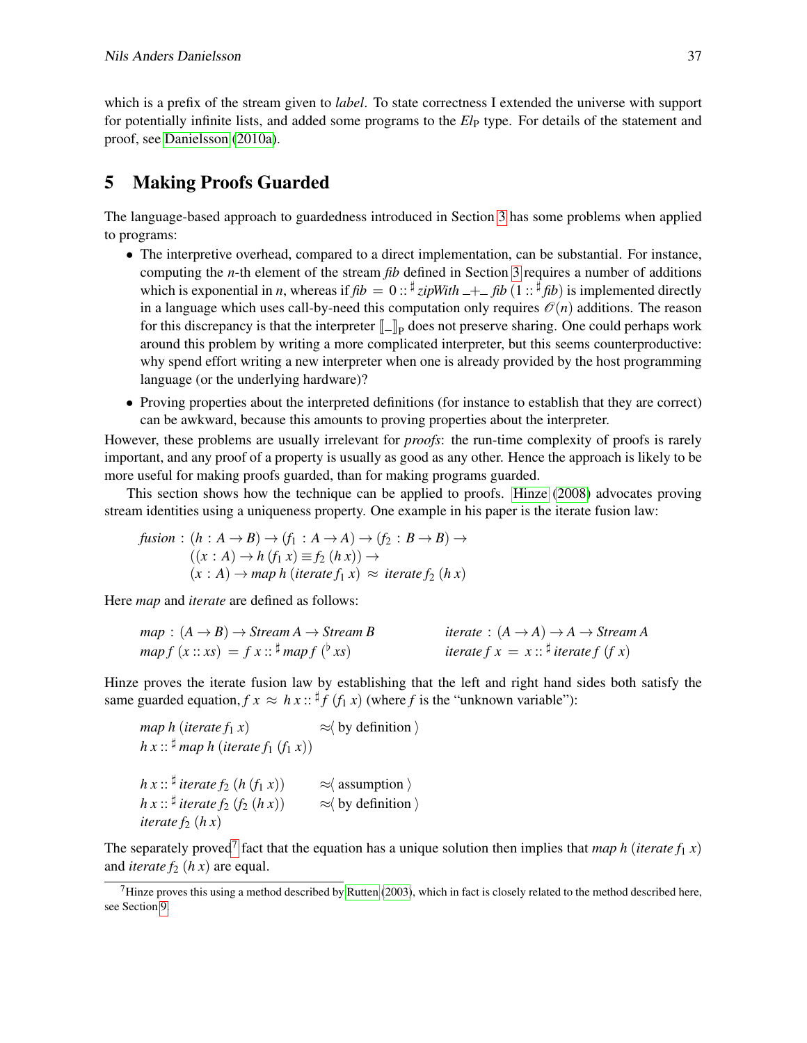which is a prefix of the stream given to *label*. To state correctness I extended the universe with support for potentially infinite lists, and added some programs to the $El_P$ type. For details of the statement and proof, see Danielsson (2010a).

## 5 Making Proofs Guarded

The language-based approach to guardedness introduced in Section 3 has some problems when applied to programs:

- The interpretive overhead, compared to a direct implementation, can be substantial. For instance, computing the *n*-th element of the stream *fib* defined in Section 3 requires a number of additions which is exponential in *n*, whereas if $fib = 0 :: ^\sharp zipWith \; \_+\_ \; fib \; (1 :: ^\sharp fib)$ is implemented directly in a language which uses call-by-need this computation only requires $\mathcal{O}(n)$ additions. The reason for this discrepancy is that the interpreter $[\![\_]\!]_P$ does not preserve sharing. One could perhaps work around this problem by writing a more complicated interpreter, but this seems counterproductive: why spend effort writing a new interpreter when one is already provided by the host programming language (or the underlying hardware)?
- Proving properties about the interpreted definitions (for instance to establish that they are correct) can be awkward, because this amounts to proving properties about the interpreter.

However, these problems are usually irrelevant for *proofs*: the run-time complexity of proofs is rarely important, and any proof of a property is usually as good as any other. Hence the approach is likely to be more useful for making proofs guarded, than for making programs guarded.

This section shows how the technique can be applied to proofs. Hinze (2008) advocates proving stream identities using a uniqueness property. One example in his paper is the iterate fusion law:

$$
\begin{aligned}
&fusion : (h : A \to B) \to (f_1 : A \to A) \to (f_2 : B \to B) \to \\
&\qquad ((x : A) \to h\,(f_1\,x) \equiv f_2\,(h\,x)) \to \\
&\qquad (x : A) \to map\;h\;(iterate\;f_1\;x) \;\approx\; iterate\;f_2\;(h\,x)
\end{aligned}
$$

Here *map* and *iterate* are defined as follows:

$$
\begin{aligned}
&map : (A \to B) \to Stream\,A \to Stream\,B \\
&map\;f\;(x :: xs) \;=\; f\;x :: ^\sharp map\;f\;(^\flat\,xs)
\end{aligned}
\qquad
\begin{aligned}
&iterate : (A \to A) \to A \to Stream\,A \\
&iterate\;f\;x \;=\; x :: ^\sharp iterate\;f\;(f\;x)
\end{aligned}
$$

Hinze proves the iterate fusion law by establishing that the left and right hand sides both satisfy the same guarded equation, $f\;x \;\approx\; h\;x :: ^\sharp f\;(f_1\;x)$ (where $f$ is the "unknown variable"):

$$
\begin{aligned}
&map\;h\;(iterate\;f_1\;x) && \approx\langle \text{ by definition } \rangle \\
&h\;x :: ^\sharp map\;h\;(iterate\;f_1\;(f_1\;x)) &&
\end{aligned}
$$

$$
\begin{aligned}
&h\;x :: ^\sharp iterate\;f_2\;(h\;(f_1\;x)) && \approx\langle \text{ assumption } \rangle \\
&h\;x :: ^\sharp iterate\;f_2\;(f_2\;(h\;x)) && \approx\langle \text{ by definition } \rangle \\
&iterate\;f_2\;(h\;x) &&
\end{aligned}
$$

The separately proved[7] fact that the equation has a unique solution then implies that $map\;h\;(iterate\;f_1\;x)$ and $iterate\;f_2\;(h\;x)$ are equal.

[7] Hinze proves this using a method described by Rutten (2003), which in fact is closely related to the method described here, see Section 9.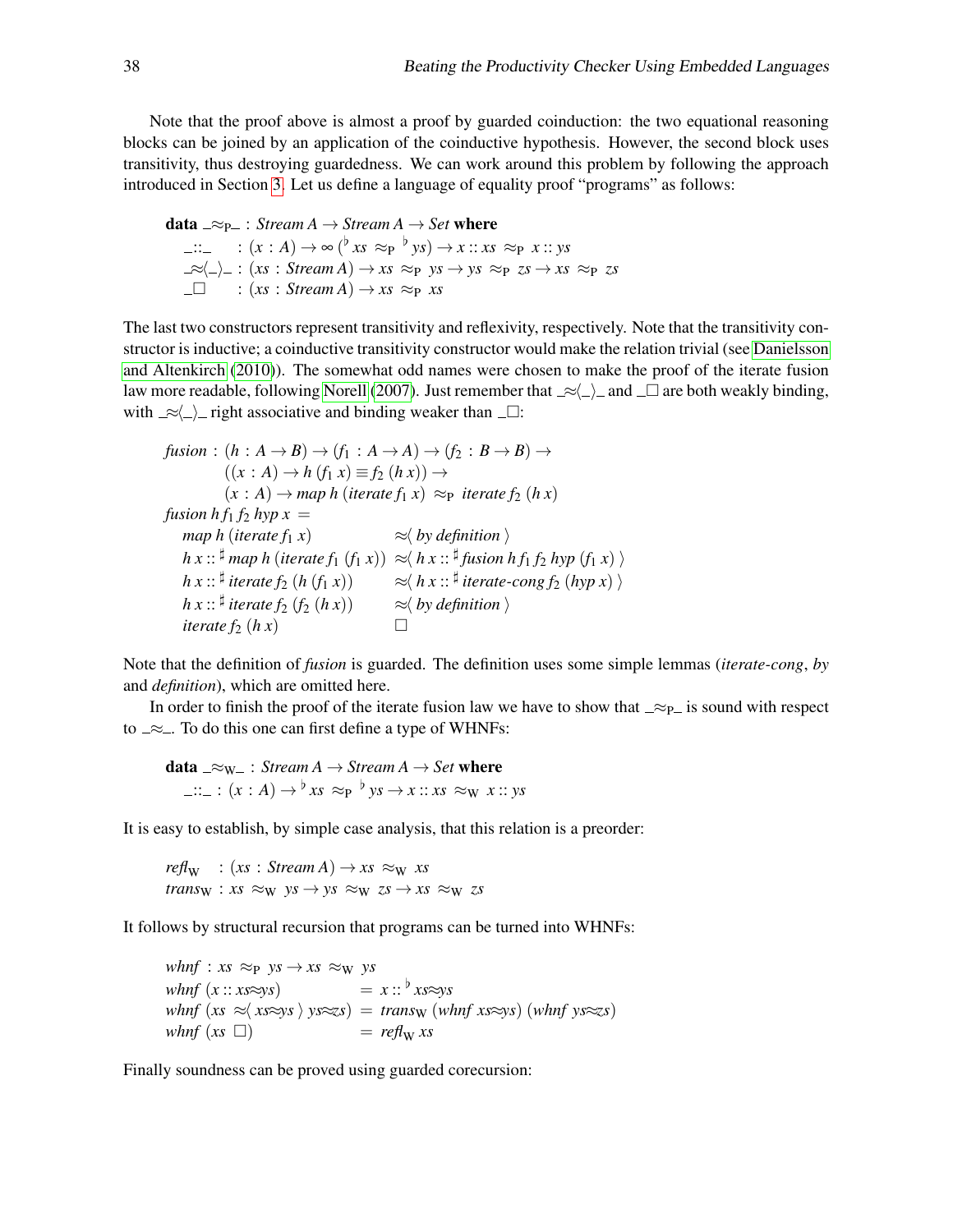Note that the proof above is almost a proof by guarded coinduction: the two equational reasoning blocks can be joined by an application of the coinductive hypothesis. However, the second block uses transitivity, thus destroying guardedness. We can work around this problem by following the approach introduced in Section 3. Let us define a language of equality proof "programs" as follows:

$$
\begin{array}{l}
\textbf{data}\ \_{\approx_P}\_ : \mathit{Stream}\ A \rightarrow \mathit{Stream}\ A \rightarrow \mathit{Set}\ \textbf{where} \\
\quad \_{::}\_ \quad\ \, : (x : A) \rightarrow \infty\,(\flat\, xs \approx_P \flat\, ys) \rightarrow x :: xs \approx_P x :: ys \\
\quad \_{\approx}\langle\_\rangle\_ : (xs : \mathit{Stream}\ A) \rightarrow xs \approx_P ys \rightarrow ys \approx_P zs \rightarrow xs \approx_P zs \\
\quad \_\Box \quad\ \ \ : (xs : \mathit{Stream}\ A) \rightarrow xs \approx_P xs
\end{array}
$$

The last two constructors represent transitivity and reflexivity, respectively. Note that the transitivity constructor is inductive; a coinductive transitivity constructor would make the relation trivial (see Danielsson and Altenkirch (2010)). The somewhat odd names were chosen to make the proof of the iterate fusion law more readable, following Norell (2007). Just remember that $\_{\approx}\langle\_\rangle\_$ and $\_\Box$ are both weakly binding, with $\_{\approx}\langle\_\rangle\_$ right associative and binding weaker than $\_\Box$:

$$
\begin{array}{l}
\mathit{fusion} : (h : A \rightarrow B) \rightarrow (f_1 : A \rightarrow A) \rightarrow (f_2 : B \rightarrow B) \rightarrow \\
\qquad\quad ((x : A) \rightarrow h\ (f_1\ x) \equiv f_2\ (h\ x)) \rightarrow \\
\qquad\quad (x : A) \rightarrow \mathit{map}\ h\ (\mathit{iterate}\ f_1\ x) \approx_P \mathit{iterate}\ f_2\ (h\ x) \\
\mathit{fusion}\ h\ f_1\ f_2\ \mathit{hyp}\ x\ = \\
\quad \mathit{map}\ h\ (\mathit{iterate}\ f_1\ x) \qquad\qquad\ \approx\langle\ \mathit{by\ definition}\ \rangle \\
\quad h\ x :: ^\sharp\ \mathit{map}\ h\ (\mathit{iterate}\ f_1\ (f_1\ x))\ \approx\langle\ h\ x :: ^\sharp\ \mathit{fusion}\ h\ f_1\ f_2\ \mathit{hyp}\ (f_1\ x)\ \rangle \\
\quad h\ x :: ^\sharp\ \mathit{iterate}\ f_2\ (h\ (f_1\ x)) \qquad \approx\langle\ h\ x :: ^\sharp\ \mathit{iterate\text{-}cong}\ f_2\ (\mathit{hyp}\ x)\ \rangle \\
\quad h\ x :: ^\sharp\ \mathit{iterate}\ f_2\ (f_2\ (h\ x)) \qquad \approx\langle\ \mathit{by\ definition}\ \rangle \\
\quad \mathit{iterate}\ f_2\ (h\ x) \qquad\qquad\qquad\quad\ \Box
\end{array}
$$

Note that the definition of *fusion* is guarded. The definition uses some simple lemmas (*iterate-cong*, *by* and *definition*), which are omitted here.

In order to finish the proof of the iterate fusion law we have to show that $\_{\approx_P}\_$ is sound with respect to $\_{\approx}\_$. To do this one can first define a type of WHNFs:

$$
\begin{array}{l}
\textbf{data}\ \_{\approx_W}\_ : \mathit{Stream}\ A \rightarrow \mathit{Stream}\ A \rightarrow \mathit{Set}\ \textbf{where} \\
\quad \_{::}\_ : (x : A) \rightarrow \flat\, xs \approx_P \flat\, ys \rightarrow x :: xs \approx_W x :: ys
\end{array}
$$

It is easy to establish, by simple case analysis, that this relation is a preorder:

$$
\begin{array}{l}
\mathit{refl}_W \ \ : (xs : \mathit{Stream}\ A) \rightarrow xs \approx_W xs \\
\mathit{trans}_W : xs \approx_W ys \rightarrow ys \approx_W zs \rightarrow xs \approx_W zs
\end{array}
$$

It follows by structural recursion that programs can be turned into WHNFs:

$$
\begin{array}{l}
\mathit{whnf} : xs \approx_P ys \rightarrow xs \approx_W ys \\
\mathit{whnf}\ (x :: xs{\approx}ys) \qquad\qquad\quad = x :: \flat\, xs{\approx}ys \\
\mathit{whnf}\ (xs\ \approx\langle\ xs{\approx}ys\ \rangle\ ys{\approx}zs) = \mathit{trans}_W\ (\mathit{whnf}\ xs{\approx}ys)\ (\mathit{whnf}\ ys{\approx}zs) \\
\mathit{whnf}\ (xs\ \Box) \qquad\qquad\qquad\ \ = \mathit{refl}_W\ xs
\end{array}
$$

Finally soundness can be proved using guarded corecursion: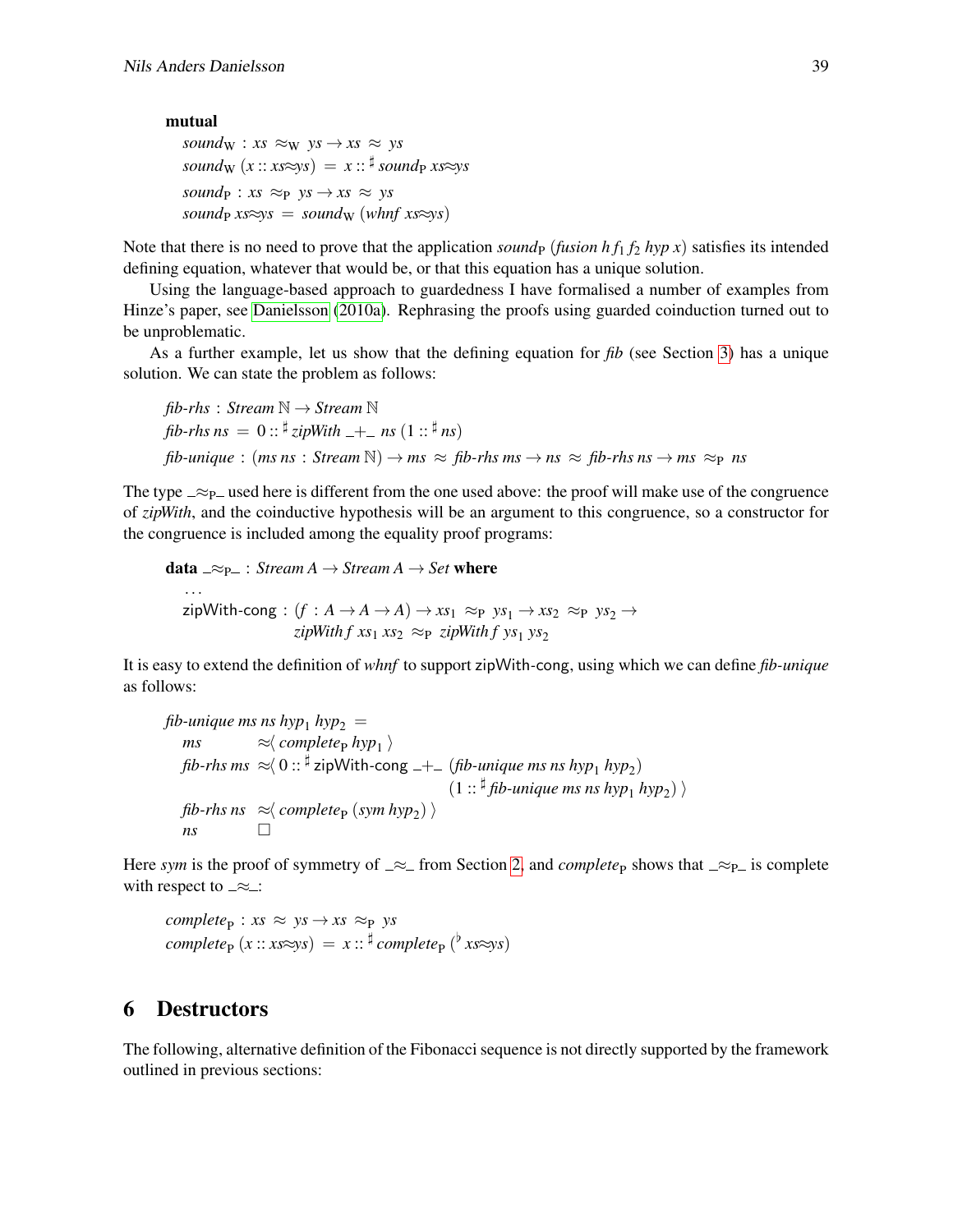**mutual**

$$
\begin{array}{l}
\mathit{sound}_{\mathrm{W}} : \mathit{xs} \approx_{\mathrm{W}} \mathit{ys} \rightarrow \mathit{xs} \approx \mathit{ys} \\
\mathit{sound}_{\mathrm{W}}\ (x :: \mathit{xs{\approx}ys}) = x ::^{\sharp}\ \mathit{sound}_{\mathrm{P}}\ \mathit{xs{\approx}ys} \\
\mathit{sound}_{\mathrm{P}} : \mathit{xs} \approx_{\mathrm{P}} \mathit{ys} \rightarrow \mathit{xs} \approx \mathit{ys} \\
\mathit{sound}_{\mathrm{P}}\ \mathit{xs{\approx}ys} = \mathit{sound}_{\mathrm{W}}\ (\mathit{whnf}\ \mathit{xs{\approx}ys})
\end{array}
$$

Note that there is no need to prove that the application $\mathit{sound}_{\mathrm{P}}\ (\mathit{fusion}\ h\ f_1\ f_2\ \mathit{hyp}\ x)$ satisfies its intended defining equation, whatever that would be, or that this equation has a unique solution.

Using the language-based approach to guardedness I have formalised a number of examples from Hinze's paper, see Danielsson (2010a). Rephrasing the proofs using guarded coinduction turned out to be unproblematic.

As a further example, let us show that the defining equation for *fib* (see Section 3) has a unique solution. We can state the problem as follows:

$$
\begin{array}{l}
\mathit{fib\text{-}rhs} : \mathit{Stream}\ \mathbb{N} \rightarrow \mathit{Stream}\ \mathbb{N} \\
\mathit{fib\text{-}rhs}\ \mathit{ns} = 0 ::^{\sharp}\ \mathit{zipWith}\ \_{+}\_\ \mathit{ns}\ (1 ::^{\sharp}\ \mathit{ns}) \\
\mathit{fib\text{-}unique} : (\mathit{ms}\ \mathit{ns} : \mathit{Stream}\ \mathbb{N}) \rightarrow \mathit{ms} \approx \mathit{fib\text{-}rhs}\ \mathit{ms} \rightarrow \mathit{ns} \approx \mathit{fib\text{-}rhs}\ \mathit{ns} \rightarrow \mathit{ms} \approx_{\mathrm{P}} \mathit{ns}
\end{array}
$$

The type $\_{\approx_{\mathrm{P}}}\_$ used here is different from the one used above: the proof will make use of the congruence of *zipWith*, and the coinductive hypothesis will be an argument to this congruence, so a constructor for the congruence is included among the equality proof programs:

$$
\begin{array}{l}
\textbf{data}\ \_{\approx_{\mathrm{P}}}\_ : \mathit{Stream}\ A \rightarrow \mathit{Stream}\ A \rightarrow \mathit{Set}\ \textbf{where} \\
\quad \ldots \\
\quad \mathsf{zipWith\text{-}cong} : (f : A \rightarrow A \rightarrow A) \rightarrow \mathit{xs}_1 \approx_{\mathrm{P}} \mathit{ys}_1 \rightarrow \mathit{xs}_2 \approx_{\mathrm{P}} \mathit{ys}_2 \rightarrow \\
\qquad\qquad\qquad\quad \mathit{zipWith}\ f\ \mathit{xs}_1\ \mathit{xs}_2 \approx_{\mathrm{P}} \mathit{zipWith}\ f\ \mathit{ys}_1\ \mathit{ys}_2
\end{array}
$$

It is easy to extend the definition of *whnf* to support zipWith-cong, using which we can define *fib-unique* as follows:

$$
\begin{array}{l}
\mathit{fib\text{-}unique}\ \mathit{ms}\ \mathit{ns}\ \mathit{hyp}_1\ \mathit{hyp}_2 = \\
\quad \mathit{ms} \qquad\quad\ \approx\langle\ \mathit{complete}_{\mathrm{P}}\ \mathit{hyp}_1\ \rangle \\
\quad \mathit{fib\text{-}rhs}\ \mathit{ms}\ \approx\langle\ 0 ::^{\sharp}\ \mathsf{zipWith\text{-}cong}\ \_{+}\_\ (\mathit{fib\text{-}unique}\ \mathit{ms}\ \mathit{ns}\ \mathit{hyp}_1\ \mathit{hyp}_2) \\
\qquad\qquad\qquad\qquad\qquad\qquad\qquad\ \ (1 ::^{\sharp}\ \mathit{fib\text{-}unique}\ \mathit{ms}\ \mathit{ns}\ \mathit{hyp}_1\ \mathit{hyp}_2)\ \rangle \\
\quad \mathit{fib\text{-}rhs}\ \mathit{ns}\ \ \approx\langle\ \mathit{complete}_{\mathrm{P}}\ (\mathit{sym}\ \mathit{hyp}_2)\ \rangle \\
\quad \mathit{ns} \qquad\quad\ \ \square
\end{array}
$$

Here *sym* is the proof of symmetry of $\_{\approx}\_$ from Section 2, and $\mathit{complete}_{\mathrm{P}}$ shows that $\_{\approx_{\mathrm{P}}}\_$ is complete with respect to $\_{\approx}\_$:

$$
\begin{array}{l}
\mathit{complete}_{\mathrm{P}} : \mathit{xs} \approx \mathit{ys} \rightarrow \mathit{xs} \approx_{\mathrm{P}} \mathit{ys} \\
\mathit{complete}_{\mathrm{P}}\ (x :: \mathit{xs{\approx}ys}) = x ::^{\sharp}\ \mathit{complete}_{\mathrm{P}}\ (^{\flat}\ \mathit{xs{\approx}ys})
\end{array}
$$

## 6 Destructors

The following, alternative definition of the Fibonacci sequence is not directly supported by the framework outlined in previous sections: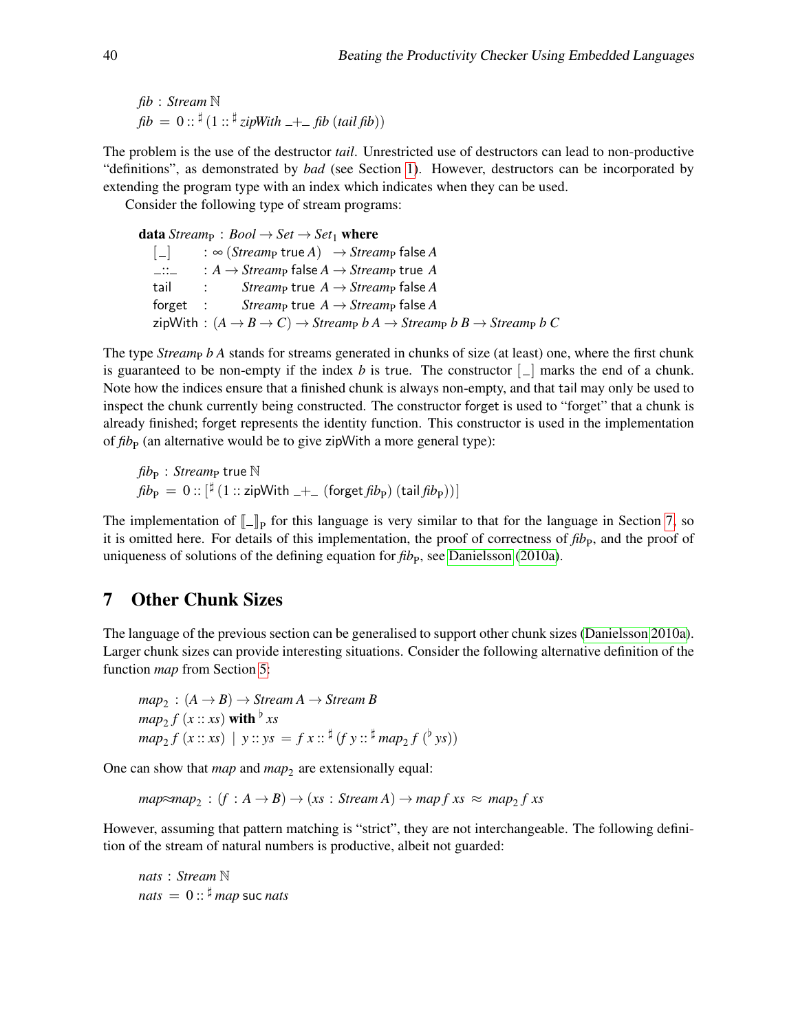$$fib : Stream\ \mathbb{N}$$
$$fib = 0 :: ^\sharp (1 :: ^\sharp zipWith\ \_+\_\ fib\ (tail\ fib))$$

The problem is the use of the destructor *tail*. Unrestricted use of destructors can lead to non-productive "definitions", as demonstrated by *bad* (see Section 1). However, destructors can be incorporated by extending the program type with an index which indicates when they can be used.

Consider the following type of stream programs:

$$
\begin{array}{lll}
\textbf{data}\ Stream_P : Bool \to Set \to Set_1\ \textbf{where} & & \\
\quad [\_] & : \infty\,(Stream_P\ \mathsf{true}\ A) & \to Stream_P\ \mathsf{false}\ A \\
\quad \_::\_ & : A \to Stream_P\ \mathsf{false}\ A & \to Stream_P\ \mathsf{true}\ A \\
\quad \mathsf{tail} & : \quad\quad Stream_P\ \mathsf{true}\ A & \to Stream_P\ \mathsf{false}\ A \\
\quad \mathsf{forget} & : \quad\quad Stream_P\ \mathsf{true}\ A & \to Stream_P\ \mathsf{false}\ A \\
\quad \mathsf{zipWith} & : (A \to B \to C) \to Stream_P\ b\ A \to Stream_P\ b\ B \to Stream_P\ b\ C &
\end{array}
$$

The type $Stream_P\ b\ A$ stands for streams generated in chunks of size (at least) one, where the first chunk is guaranteed to be non-empty if the index $b$ is $\mathsf{true}$. The constructor $[\_]$ marks the end of a chunk. Note how the indices ensure that a finished chunk is always non-empty, and that $\mathsf{tail}$ may only be used to inspect the chunk currently being constructed. The constructor $\mathsf{forget}$ is used to "forget" that a chunk is already finished; $\mathsf{forget}$ represents the identity function. This constructor is used in the implementation of $fib_P$ (an alternative would be to give $\mathsf{zipWith}$ a more general type):

$$fib_P : Stream_P\ \mathsf{true}\ \mathbb{N}$$
$$fib_P = 0 :: [^\sharp (1 :: \mathsf{zipWith}\ \_+\_\ (\mathsf{forget}\ fib_P)\ (\mathsf{tail}\ fib_P))]$$

The implementation of $[\![\_]\!]_P$ for this language is very similar to that for the language in Section 7, so it is omitted here. For details of this implementation, the proof of correctness of $fib_P$, and the proof of uniqueness of solutions of the defining equation for $fib_P$, see Danielsson (2010a).

## 7 Other Chunk Sizes

The language of the previous section can be generalised to support other chunk sizes (Danielsson 2010a). Larger chunk sizes can provide interesting situations. Consider the following alternative definition of the function *map* from Section 5:

$$map_2 : (A \to B) \to Stream\ A \to Stream\ B$$
$$map_2\ f\ (x :: xs)\ \textbf{with}\ ^\flat xs$$
$$map_2\ f\ (x :: xs)\ \mid\ y :: ys = f\ x :: ^\sharp (f\ y :: ^\sharp map_2\ f\ (^\flat ys))$$

One can show that *map* and $map_2$ are extensionally equal:

$$map{\approx}map_2 : (f : A \to B) \to (xs : Stream\ A) \to map\ f\ xs\ \approx\ map_2\ f\ xs$$

However, assuming that pattern matching is "strict", they are not interchangeable. The following definition of the stream of natural numbers is productive, albeit not guarded:

$$nats : Stream\ \mathbb{N}$$
$$nats = 0 :: ^\sharp map\ \mathsf{suc}\ nats$$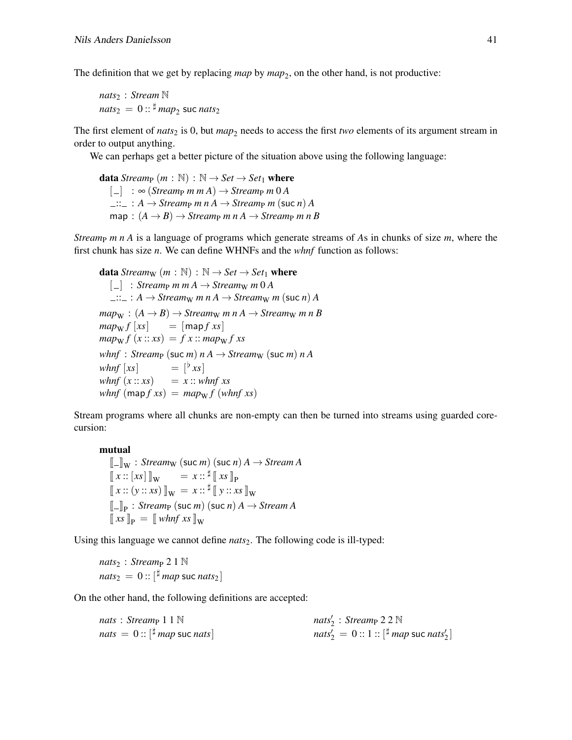The definition that we get by replacing *map* by $map_2$, on the other hand, is not productive:

$$
\begin{array}{l}
nats_2 \;:\; Stream\;\mathbb{N} \\
nats_2 \;=\; 0 :: {}^{\sharp}\, map_2\; \mathsf{suc}\; nats_2
\end{array}
$$

The first element of $nats_2$ is 0, but $map_2$ needs to access the first *two* elements of its argument stream in order to output anything.

We can perhaps get a better picture of the situation above using the following language:

$$
\begin{array}{l}
\textbf{data}\; Stream_{\mathrm{P}}\;(m : \mathbb{N}) : \mathbb{N} \to Set \to Set_1\; \textbf{where} \\
\quad [\_] \;\;:\; \infty\,(Stream_{\mathrm{P}}\; m\; m\; A) \to Stream_{\mathrm{P}}\; m\; 0\; A \\
\quad \_{::}\_ \;:\; A \to Stream_{\mathrm{P}}\; m\; n\; A \to Stream_{\mathrm{P}}\; m\; (\mathsf{suc}\; n)\; A \\
\quad \mathsf{map} \;:\; (A \to B) \to Stream_{\mathrm{P}}\; m\; n\; A \to Stream_{\mathrm{P}}\; m\; n\; B
\end{array}
$$

$Stream_{\mathrm{P}}\; m\; n\; A$ is a language of programs which generate streams of *A*s in chunks of size *m*, where the first chunk has size *n*. We can define WHNFs and the *whnf* function as follows:

$$
\begin{array}{l}
\textbf{data}\; Stream_{\mathrm{W}}\;(m : \mathbb{N}) : \mathbb{N} \to Set \to Set_1\; \textbf{where} \\
\quad [\_] \;\;:\; Stream_{\mathrm{P}}\; m\; m\; A \to Stream_{\mathrm{W}}\; m\; 0\; A \\
\quad \_{::}\_ \;:\; A \to Stream_{\mathrm{W}}\; m\; n\; A \to Stream_{\mathrm{W}}\; m\; (\mathsf{suc}\; n)\; A \\
map_{\mathrm{W}} \;:\; (A \to B) \to Stream_{\mathrm{W}}\; m\; n\; A \to Stream_{\mathrm{W}}\; m\; n\; B \\
map_{\mathrm{W}}\; f\; [xs] \qquad\;\, = [\mathsf{map}\; f\; xs] \\
map_{\mathrm{W}}\; f\; (x :: xs) \;=\; f\; x :: map_{\mathrm{W}}\; f\; xs \\
whnf \;:\; Stream_{\mathrm{P}}\; (\mathsf{suc}\; m)\; n\; A \to Stream_{\mathrm{W}}\; (\mathsf{suc}\; m)\; n\; A \\
whnf\; [xs] \qquad\quad\;\; = [{}^{\flat}\, xs] \\
whnf\; (x :: xs) \qquad = x :: whnf\; xs \\
whnf\; (\mathsf{map}\; f\; xs) \;=\; map_{\mathrm{W}}\; f\; (whnf\; xs)
\end{array}
$$

Stream programs where all chunks are non-empty can then be turned into streams using guarded corecursion:

$$
\begin{array}{l}
\textbf{mutual} \\
\quad [\![\_]\!]_{\mathrm{W}} \;:\; Stream_{\mathrm{W}}\; (\mathsf{suc}\; m)\; (\mathsf{suc}\; n)\; A \to Stream\; A \\
\quad [\![\, x :: [xs]\, ]\!]_{\mathrm{W}} \qquad\;\; = x :: {}^{\sharp}\, [\![\, xs\, ]\!]_{\mathrm{P}} \\
\quad [\![\, x :: (y :: xs)\, ]\!]_{\mathrm{W}} \;=\; x :: {}^{\sharp}\, [\![\, y :: xs\, ]\!]_{\mathrm{W}} \\
\quad [\![\_]\!]_{\mathrm{P}} \;:\; Stream_{\mathrm{P}}\; (\mathsf{suc}\; m)\; (\mathsf{suc}\; n)\; A \to Stream\; A \\
\quad [\![\, xs\, ]\!]_{\mathrm{P}} \;=\; [\![\, whnf\; xs\, ]\!]_{\mathrm{W}}
\end{array}
$$

Using this language we cannot define $nats_2$. The following code is ill-typed:

$$
\begin{array}{l}
nats_2 \;:\; Stream_{\mathrm{P}}\; 2\; 1\; \mathbb{N} \\
nats_2 \;=\; 0 :: [{}^{\sharp}\, map\; \mathsf{suc}\; nats_2]
\end{array}
$$

On the other hand, the following definitions are accepted:

$$
\begin{array}{ll}
nats \;:\; Stream_{\mathrm{P}}\; 1\; 1\; \mathbb{N} & \qquad nats_2' \;:\; Stream_{\mathrm{P}}\; 2\; 2\; \mathbb{N} \\
nats \;=\; 0 :: [{}^{\sharp}\, map\; \mathsf{suc}\; nats] & \qquad nats_2' \;=\; 0 :: 1 :: [{}^{\sharp}\, map\; \mathsf{suc}\; nats_2']
\end{array}
$$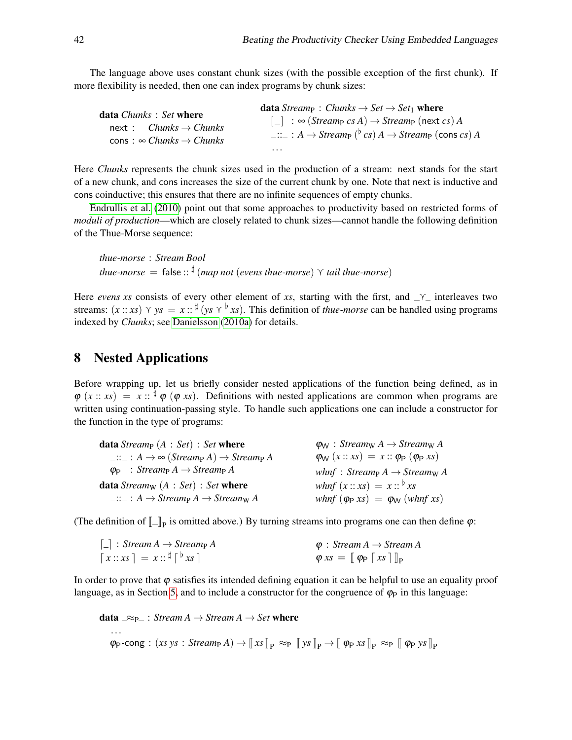The language above uses constant chunk sizes (with the possible exception of the first chunk). If more flexibility is needed, then one can index programs by chunk sizes:

$$
\begin{array}{l}
\textbf{data } \mathit{Chunks} : \mathit{Set} \textbf{ where} \\
\quad \mathsf{next} : \quad \mathit{Chunks} \to \mathit{Chunks} \\
\quad \mathsf{cons} : \infty\, \mathit{Chunks} \to \mathit{Chunks}
\end{array}
\qquad
\begin{array}{l}
\textbf{data } \mathit{Stream}_{\mathrm{P}} : \mathit{Chunks} \to \mathit{Set} \to \mathit{Set}_1 \textbf{ where} \\
\quad \lceil\_\rceil \ : \infty\, (\mathit{Stream}_{\mathrm{P}}\ \mathit{cs}\ A) \to \mathit{Stream}_{\mathrm{P}}\ (\mathsf{next}\ \mathit{cs})\ A \\
\quad \_{::}\_ : A \to \mathit{Stream}_{\mathrm{P}}\ ({}^{\flat}\, \mathit{cs})\ A \to \mathit{Stream}_{\mathrm{P}}\ (\mathsf{cons}\ \mathit{cs})\ A \\
\quad \ldots
\end{array}
$$

Here *Chunks* represents the chunk sizes used in the production of a stream: next stands for the start of a new chunk, and cons increases the size of the current chunk by one. Note that next is inductive and cons coinductive; this ensures that there are no infinite sequences of empty chunks.

Endrullis et al. (2010) point out that some approaches to productivity based on restricted forms of *moduli of production*—which are closely related to chunk sizes—cannot handle the following definition of the Thue-Morse sequence:

$$
\begin{array}{l}
\mathit{thue\text{-}morse} : \mathit{Stream}\ \mathit{Bool} \\
\mathit{thue\text{-}morse} \ = \ \mathsf{false} :: {}^{\sharp}\, (\mathit{map}\ \mathit{not}\ (\mathit{evens}\ \mathit{thue\text{-}morse}) \curlyvee \mathit{tail}\ \mathit{thue\text{-}morse})
\end{array}
$$

Here *evens xs* consists of every other element of *xs*, starting with the first, and $\_\curlyvee\_$ interleaves two streams: $(x :: xs) \curlyvee ys \ = \ x :: {}^{\sharp}\, (ys \curlyvee {}^{\flat}\, xs)$. This definition of *thue-morse* can be handled using programs indexed by *Chunks*; see Danielsson (2010a) for details.

## 8 Nested Applications

Before wrapping up, let us briefly consider nested applications of the function being defined, as in $\varphi\ (x :: xs) \ = \ x :: {}^{\sharp}\, \varphi\ (\varphi\ xs)$. Definitions with nested applications are common when programs are written using continuation-passing style. To handle such applications one can include a constructor for the function in the type of programs:

$$
\begin{array}{l}
\textbf{data } \mathit{Stream}_{\mathrm{P}}\ (A : \mathit{Set}) : \mathit{Set} \textbf{ where} \\
\quad \_{::}\_ : A \to \infty\, (\mathit{Stream}_{\mathrm{P}}\ A) \to \mathit{Stream}_{\mathrm{P}}\ A \\
\quad \varphi_{\mathrm{P}} \quad : \mathit{Stream}_{\mathrm{P}}\ A \to \mathit{Stream}_{\mathrm{P}}\ A \\
\textbf{data } \mathit{Stream}_{\mathrm{W}}\ (A : \mathit{Set}) : \mathit{Set} \textbf{ where} \\
\quad \_{::}\_ : A \to \mathit{Stream}_{\mathrm{P}}\ A \to \mathit{Stream}_{\mathrm{W}}\ A
\end{array}
\qquad
\begin{array}{l}
\varphi_{\mathrm{W}} : \mathit{Stream}_{\mathrm{W}}\ A \to \mathit{Stream}_{\mathrm{W}}\ A \\
\varphi_{\mathrm{W}}\ (x :: xs) \ = \ x :: \varphi_{\mathrm{P}}\ (\varphi_{\mathrm{P}}\ xs) \\
\mathit{whnf} : \mathit{Stream}_{\mathrm{P}}\ A \to \mathit{Stream}_{\mathrm{W}}\ A \\
\mathit{whnf}\ (x :: xs) \ = \ x :: {}^{\flat}\, xs \\
\mathit{whnf}\ (\varphi_{\mathrm{P}}\ xs) \ = \ \varphi_{\mathrm{W}}\ (\mathit{whnf}\ xs)
\end{array}
$$

(The definition of $[\![\_]\!]_{\mathrm{P}}$ is omitted above.) By turning streams into programs one can then define $\varphi$:

$$
\begin{array}{l}
\lceil\_\rceil : \mathit{Stream}\ A \to \mathit{Stream}_{\mathrm{P}}\ A \\
\lceil\, x :: xs\, \rceil \ = \ x :: {}^{\sharp}\, \lceil\, {}^{\flat}\, xs\, \rceil
\end{array}
\qquad
\begin{array}{l}
\varphi : \mathit{Stream}\ A \to \mathit{Stream}\ A \\
\varphi\ xs \ = \ [\![\, \varphi_{\mathrm{P}}\ \lceil\, xs\, \rceil\, ]\!]_{\mathrm{P}}
\end{array}
$$

In order to prove that $\varphi$ satisfies its intended defining equation it can be helpful to use an equality proof language, as in Section 5, and to include a constructor for the congruence of $\varphi_{\mathrm{P}}$ in this language:

$$
\begin{array}{l}
\textbf{data } \_{\approx_{\mathrm{P}}}\_ : \mathit{Stream}\ A \to \mathit{Stream}\ A \to \mathit{Set} \textbf{ where} \\
\quad \ldots \\
\quad \varphi_{\mathrm{P}}\text{-}\mathsf{cong} : (xs\ ys : \mathit{Stream}_{\mathrm{P}}\ A) \to [\![\, xs\, ]\!]_{\mathrm{P}} \approx_{\mathrm{P}} [\![\, ys\, ]\!]_{\mathrm{P}} \to [\![\, \varphi_{\mathrm{P}}\ xs\, ]\!]_{\mathrm{P}} \approx_{\mathrm{P}} [\![\, \varphi_{\mathrm{P}}\ ys\, ]\!]_{\mathrm{P}}
\end{array}
$$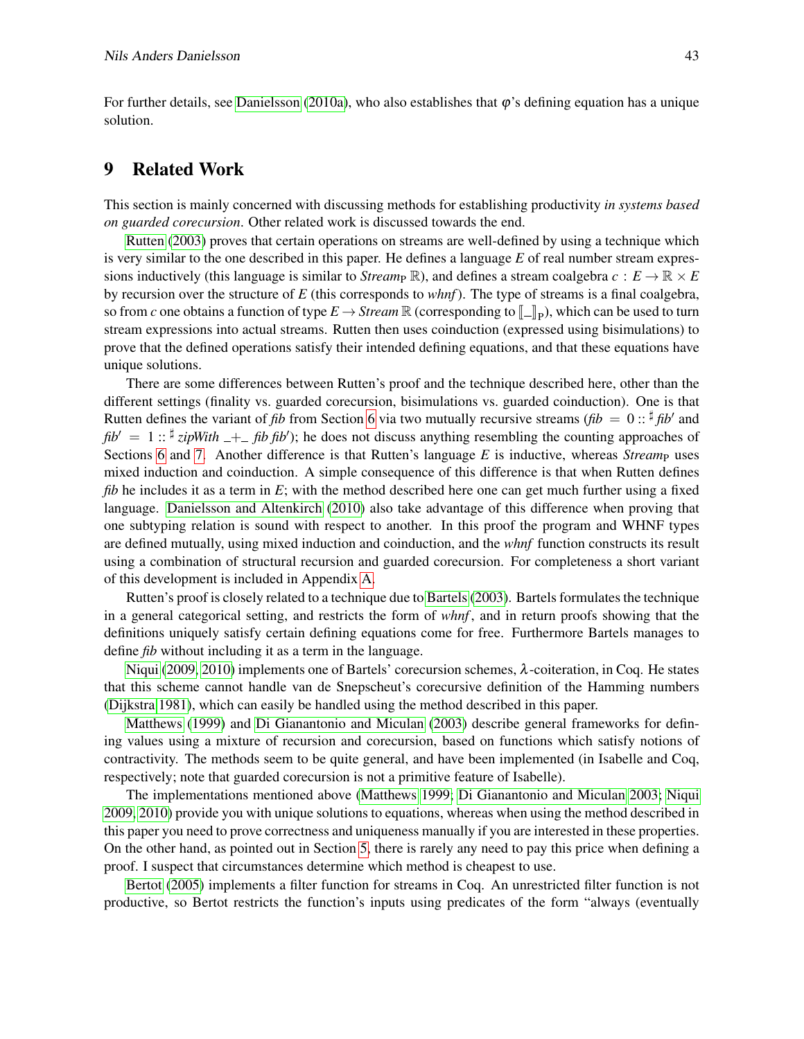For further details, see Danielsson (2010a), who also establishes that $\varphi$'s defining equation has a unique solution.

## 9 Related Work

This section is mainly concerned with discussing methods for establishing productivity *in systems based on guarded corecursion*. Other related work is discussed towards the end.

Rutten (2003) proves that certain operations on streams are well-defined by using a technique which is very similar to the one described in this paper. He defines a language $E$ of real number stream expressions inductively (this language is similar to $\mathit{Stream}_{\mathrm{P}}\ \mathbb{R}$), and defines a stream coalgebra $c : E \to \mathbb{R} \times E$ by recursion over the structure of $E$ (this corresponds to *whnf*). The type of streams is a final coalgebra, so from $c$ one obtains a function of type $E \to \mathit{Stream}\ \mathbb{R}$ (corresponding to $[\![\_]\!]_{\mathrm{P}}$), which can be used to turn stream expressions into actual streams. Rutten then uses coinduction (expressed using bisimulations) to prove that the defined operations satisfy their intended defining equations, and that these equations have unique solutions.

There are some differences between Rutten's proof and the technique described here, other than the different settings (finality vs. guarded corecursion, bisimulations vs. guarded coinduction). One is that Rutten defines the variant of *fib* from Section 6 via two mutually recursive streams ($\mathit{fib} = 0 :: ^{\sharp} \mathit{fib}'$ and $\mathit{fib}' = 1 :: ^{\sharp} \mathit{zipWith}\ \_+\_\ \mathit{fib}\ \mathit{fib}'$); he does not discuss anything resembling the counting approaches of Sections 6 and 7. Another difference is that Rutten's language $E$ is inductive, whereas $\mathit{Stream}_{\mathrm{P}}$ uses mixed induction and coinduction. A simple consequence of this difference is that when Rutten defines *fib* he includes it as a term in $E$; with the method described here one can get much further using a fixed language. Danielsson and Altenkirch (2010) also take advantage of this difference when proving that one subtyping relation is sound with respect to another. In this proof the program and WHNF types are defined mutually, using mixed induction and coinduction, and the *whnf* function constructs its result using a combination of structural recursion and guarded corecursion. For completeness a short variant of this development is included in Appendix A.

Rutten's proof is closely related to a technique due to Bartels (2003). Bartels formulates the technique in a general categorical setting, and restricts the form of *whnf*, and in return proofs showing that the definitions uniquely satisfy certain defining equations come for free. Furthermore Bartels manages to define *fib* without including it as a term in the language.

Niqui (2009, 2010) implements one of Bartels' corecursion schemes, $\lambda$-coiteration, in Coq. He states that this scheme cannot handle van de Snepscheut's corecursive definition of the Hamming numbers (Dijkstra 1981), which can easily be handled using the method described in this paper.

Matthews (1999) and Di Gianantonio and Miculan (2003) describe general frameworks for defining values using a mixture of recursion and corecursion, based on functions which satisfy notions of contractivity. The methods seem to be quite general, and have been implemented (in Isabelle and Coq, respectively; note that guarded corecursion is not a primitive feature of Isabelle).

The implementations mentioned above (Matthews 1999; Di Gianantonio and Miculan 2003; Niqui 2009, 2010) provide you with unique solutions to equations, whereas when using the method described in this paper you need to prove correctness and uniqueness manually if you are interested in these properties. On the other hand, as pointed out in Section 5, there is rarely any need to pay this price when defining a proof. I suspect that circumstances determine which method is cheapest to use.

Bertot (2005) implements a filter function for streams in Coq. An unrestricted filter function is not productive, so Bertot restricts the function's inputs using predicates of the form "always (eventually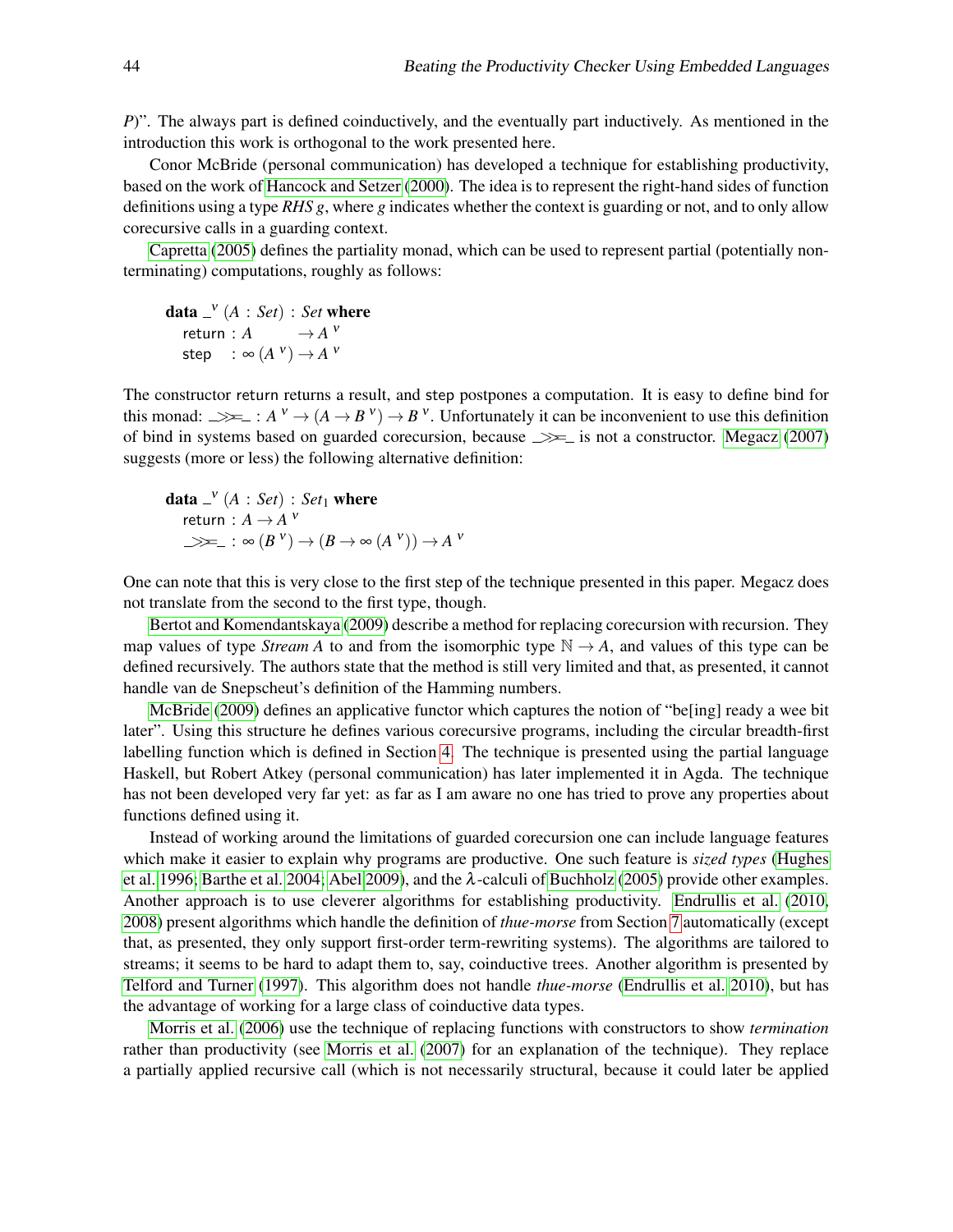P)". The always part is defined coinductively, and the eventually part inductively. As mentioned in the introduction this work is orthogonal to the work presented here.

Conor McBride (personal communication) has developed a technique for establishing productivity, based on the work of Hancock and Setzer (2000). The idea is to represent the right-hand sides of function definitions using a type *RHS g*, where *g* indicates whether the context is guarding or not, and to only allow corecursive calls in a guarding context.

Capretta (2005) defines the partiality monad, which can be used to represent partial (potentially non-terminating) computations, roughly as follows:

```
data _^ν (A : Set) : Set where
  return : A        → A ^ν
  step   : ∞ (A ^ν) → A ^ν
```

The constructor return returns a result, and step postpones a computation. It is easy to define bind for this monad: $\_\gg\!=\_ : A^{\,\nu} \to (A \to B^{\,\nu}) \to B^{\,\nu}$. Unfortunately it can be inconvenient to use this definition of bind in systems based on guarded corecursion, because $\_\gg\!=\_$ is not a constructor. Megacz (2007) suggests (more or less) the following alternative definition:

```
data _^ν (A : Set) : Set₁ where
  return : A → A ^ν
  _>>=_  : ∞ (B ^ν) → (B → ∞ (A ^ν)) → A ^ν
```

One can note that this is very close to the first step of the technique presented in this paper. Megacz does not translate from the second to the first type, though.

Bertot and Komendantskaya (2009) describe a method for replacing corecursion with recursion. They map values of type *Stream A* to and from the isomorphic type $\mathbb{N} \to A$, and values of this type can be defined recursively. The authors state that the method is still very limited and that, as presented, it cannot handle van de Snepscheut's definition of the Hamming numbers.

McBride (2009) defines an applicative functor which captures the notion of "be[ing] ready a wee bit later". Using this structure he defines various corecursive programs, including the circular breadth-first labelling function which is defined in Section 4. The technique is presented using the partial language Haskell, but Robert Atkey (personal communication) has later implemented it in Agda. The technique has not been developed very far yet: as far as I am aware no one has tried to prove any properties about functions defined using it.

Instead of working around the limitations of guarded corecursion one can include language features which make it easier to explain why programs are productive. One such feature is *sized types* (Hughes et al. 1996; Barthe et al. 2004; Abel 2009), and the $\lambda$-calculi of Buchholz (2005) provide other examples. Another approach is to use cleverer algorithms for establishing productivity. Endrullis et al. (2010, 2008) present algorithms which handle the definition of *thue-morse* from Section 7 automatically (except that, as presented, they only support first-order term-rewriting systems). The algorithms are tailored to streams; it seems to be hard to adapt them to, say, coinductive trees. Another algorithm is presented by Telford and Turner (1997). This algorithm does not handle *thue-morse* (Endrullis et al. 2010), but has the advantage of working for a large class of coinductive data types.

Morris et al. (2006) use the technique of replacing functions with constructors to show *termination* rather than productivity (see Morris et al. (2007) for an explanation of the technique). They replace a partially applied recursive call (which is not necessarily structural, because it could later be applied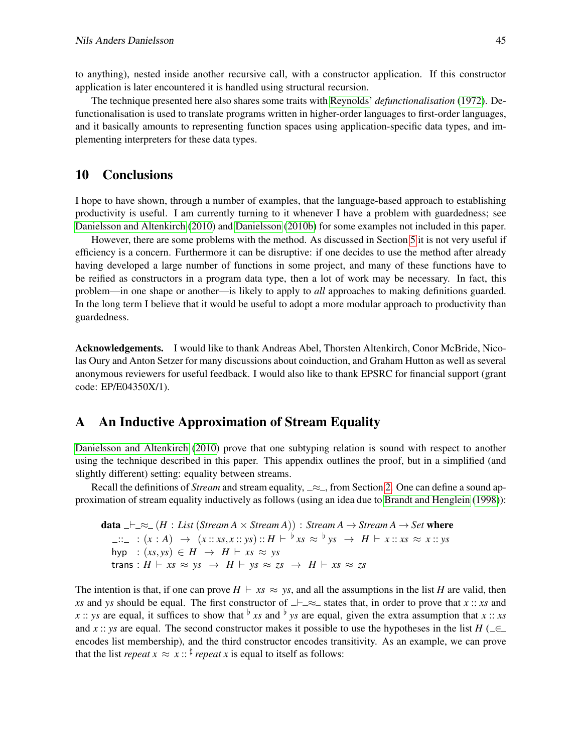to anything), nested inside another recursive call, with a constructor application. If this constructor application is later encountered it is handled using structural recursion.

The technique presented here also shares some traits with Reynolds' *defunctionalisation* (1972). Defunctionalisation is used to translate programs written in higher-order languages to first-order languages, and it basically amounts to representing function spaces using application-specific data types, and implementing interpreters for these data types.

## 10 Conclusions

I hope to have shown, through a number of examples, that the language-based approach to establishing productivity is useful. I am currently turning to it whenever I have a problem with guardedness; see Danielsson and Altenkirch (2010) and Danielsson (2010b) for some examples not included in this paper.

However, there are some problems with the method. As discussed in Section 5 it is not very useful if efficiency is a concern. Furthermore it can be disruptive: if one decides to use the method after already having developed a large number of functions in some project, and many of these functions have to be reified as constructors in a program data type, then a lot of work may be necessary. In fact, this problem—in one shape or another—is likely to apply to *all* approaches to making definitions guarded. In the long term I believe that it would be useful to adopt a more modular approach to productivity than guardedness.

**Acknowledgements.** I would like to thank Andreas Abel, Thorsten Altenkirch, Conor McBride, Nicolas Oury and Anton Setzer for many discussions about coinduction, and Graham Hutton as well as several anonymous reviewers for useful feedback. I would also like to thank EPSRC for financial support (grant code: EP/E04350X/1).

## A An Inductive Approximation of Stream Equality

Danielsson and Altenkirch (2010) prove that one subtyping relation is sound with respect to another using the technique described in this paper. This appendix outlines the proof, but in a simplified (and slightly different) setting: equality between streams.

Recall the definitions of *Stream* and stream equality, $\_\approx\_$, from Section 2. One can define a sound approximation of stream equality inductively as follows (using an idea due to Brandt and Henglein (1998)):

$$
\begin{array}{l}
\textbf{data}\ \_\vdash\_\approx\_\ (H : \mathit{List}\ (\mathit{Stream}\ A \times \mathit{Stream}\ A)) : \mathit{Stream}\ A \to \mathit{Stream}\ A \to \mathit{Set}\ \textbf{where} \\
\quad \_::\_ \ : (x : A) \ \to \ (x :: xs, x :: ys) :: H \vdash {}^{\flat}\, xs \approx {}^{\flat}\, ys \ \to \ H \vdash x :: xs \approx x :: ys \\
\quad \mathsf{hyp} \ \ : (xs, ys) \in H \ \to \ H \vdash xs \approx ys \\
\quad \mathsf{trans} : H \vdash xs \approx ys \ \to \ H \vdash ys \approx zs \ \to \ H \vdash xs \approx zs
\end{array}
$$

The intention is that, if one can prove $H \vdash xs \approx ys$, and all the assumptions in the list $H$ are valid, then $xs$ and $ys$ should be equal. The first constructor of $\_\vdash\_\approx\_$ states that, in order to prove that $x :: xs$ and $x :: ys$ are equal, it suffices to show that ${}^{\flat}\, xs$ and ${}^{\flat}\, ys$ are equal, given the extra assumption that $x :: xs$ and $x :: ys$ are equal. The second constructor makes it possible to use the hypotheses in the list $H$ ($\_\in\_$ encodes list membership), and the third constructor encodes transitivity. As an example, we can prove that the list $\mathit{repeat}\ x \approx x :: {}^{\sharp}\, \mathit{repeat}\ x$ is equal to itself as follows: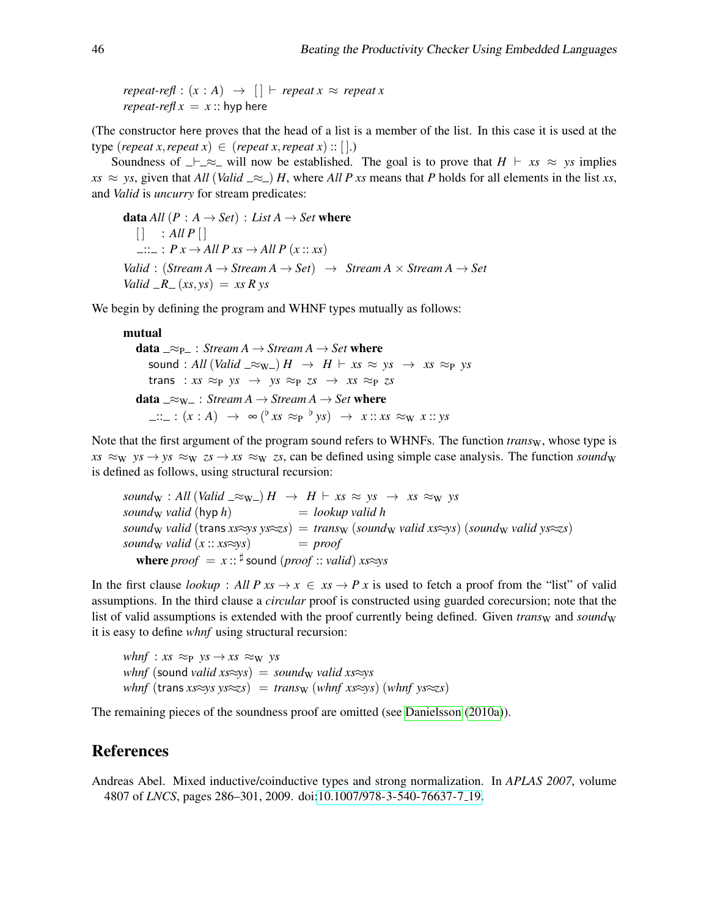```
repeat-refl : (x : A) → [] ⊢ repeat x ≈ repeat x
repeat-refl x = x :: hyp here
```

(The constructor here proves that the head of a list is a member of the list. In this case it is used at the type $(repeat\ x, repeat\ x) \in (repeat\ x, repeat\ x) :: [\,]$.)

Soundness of $\_\vdash\_\approx\_$ will now be established. The goal is to prove that $H \vdash xs \approx ys$ implies $xs \approx ys$, given that $All\ (Valid\ \_\approx\_)\ H$, where $All\ P\ xs$ means that $P$ holds for all elements in the list $xs$, and *Valid* is *uncurry* for stream predicates:

```
data All (P : A → Set) : List A → Set where
  []   : All P []
  _::_ : P x → All P xs → All P (x :: xs)
Valid : (Stream A → Stream A → Set) → Stream A × Stream A → Set
Valid _R_ (xs, ys) = xs R ys
```

We begin by defining the program and WHNF types mutually as follows:

```
mutual
  data _≈P_ : Stream A → Stream A → Set where
    sound : All (Valid _≈W_) H → H ⊢ xs ≈ ys → xs ≈P ys
    trans : xs ≈P ys → ys ≈P zs → xs ≈P zs
  data _≈W_ : Stream A → Stream A → Set where
    _::_ : (x : A) → ∞ (♭ xs ≈P ♭ ys) → x :: xs ≈W x :: ys
```

Note that the first argument of the program sound refers to WHNFs. The function $trans_W$, whose type is $xs \approx_W ys \to ys \approx_W zs \to xs \approx_W zs$, can be defined using simple case analysis. The function $sound_W$ is defined as follows, using structural recursion:

```
soundW : All (Valid _≈W_) H → H ⊢ xs ≈ ys → xs ≈W ys
soundW valid (hyp h)            = lookup valid h
soundW valid (trans xs≈ys ys≈zs) = transW (soundW valid xs≈ys) (soundW valid ys≈zs)
soundW valid (x :: xs≈ys)       = proof
  where proof = x :: ♯ sound (proof :: valid) xs≈ys
```

In the first clause $lookup : All\ P\ xs \to x \in xs \to P\ x$ is used to fetch a proof from the "list" of valid assumptions. In the third clause a *circular* proof is constructed using guarded corecursion; note that the list of valid assumptions is extended with the proof currently being defined. Given $trans_W$ and $sound_W$ it is easy to define *whnf* using structural recursion:

```
whnf : xs ≈P ys → xs ≈W ys
whnf (sound valid xs≈ys) = soundW valid xs≈ys
whnf (trans xs≈ys ys≈zs) = transW (whnf xs≈ys) (whnf ys≈zs)
```

The remaining pieces of the soundness proof are omitted (see Danielsson (2010a)).

## References

Andreas Abel. Mixed inductive/coinductive types and strong normalization. In *APLAS 2007*, volume 4807 of *LNCS*, pages 286–301, 2009. doi:10.1007/978-3-540-76637-7_19.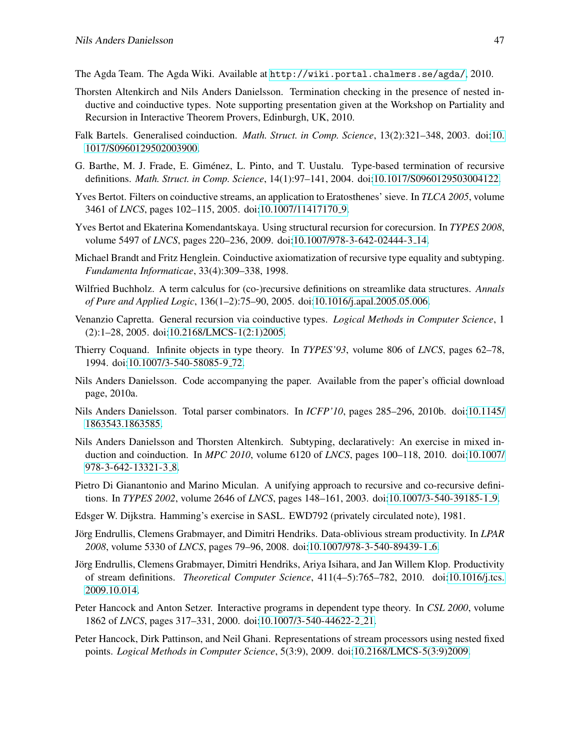The Agda Team. The Agda Wiki. Available at `http://wiki.portal.chalmers.se/agda/`, 2010.

Thorsten Altenkirch and Nils Anders Danielsson. Termination checking in the presence of nested inductive and coinductive types. Note supporting presentation given at the Workshop on Partiality and Recursion in Interactive Theorem Provers, Edinburgh, UK, 2010.

Falk Bartels. Generalised coinduction. *Math. Struct. in Comp. Science*, 13(2):321–348, 2003. doi:10.1017/S0960129502003900.

G. Barthe, M. J. Frade, E. Giménez, L. Pinto, and T. Uustalu. Type-based termination of recursive definitions. *Math. Struct. in Comp. Science*, 14(1):97–141, 2004. doi:10.1017/S0960129503004122.

Yves Bertot. Filters on coinductive streams, an application to Eratosthenes' sieve. In *TLCA 2005*, volume 3461 of *LNCS*, pages 102–115, 2005. doi:10.1007/11417170_9.

Yves Bertot and Ekaterina Komendantskaya. Using structural recursion for corecursion. In *TYPES 2008*, volume 5497 of *LNCS*, pages 220–236, 2009. doi:10.1007/978-3-642-02444-3_14.

Michael Brandt and Fritz Henglein. Coinductive axiomatization of recursive type equality and subtyping. *Fundamenta Informaticae*, 33(4):309–338, 1998.

Wilfried Buchholz. A term calculus for (co-)recursive definitions on streamlike data structures. *Annals of Pure and Applied Logic*, 136(1–2):75–90, 2005. doi:10.1016/j.apal.2005.05.006.

Venanzio Capretta. General recursion via coinductive types. *Logical Methods in Computer Science*, 1 (2):1–28, 2005. doi:10.2168/LMCS-1(2:1)2005.

Thierry Coquand. Infinite objects in type theory. In *TYPES'93*, volume 806 of *LNCS*, pages 62–78, 1994. doi:10.1007/3-540-58085-9_72.

Nils Anders Danielsson. Code accompanying the paper. Available from the paper's official download page, 2010a.

Nils Anders Danielsson. Total parser combinators. In *ICFP'10*, pages 285–296, 2010b. doi:10.1145/1863543.1863585.

Nils Anders Danielsson and Thorsten Altenkirch. Subtyping, declaratively: An exercise in mixed induction and coinduction. In *MPC 2010*, volume 6120 of *LNCS*, pages 100–118, 2010. doi:10.1007/978-3-642-13321-3_8.

Pietro Di Gianantonio and Marino Miculan. A unifying approach to recursive and co-recursive definitions. In *TYPES 2002*, volume 2646 of *LNCS*, pages 148–161, 2003. doi:10.1007/3-540-39185-1_9.

Edsger W. Dijkstra. Hamming's exercise in SASL. EWD792 (privately circulated note), 1981.

Jörg Endrullis, Clemens Grabmayer, and Dimitri Hendriks. Data-oblivious stream productivity. In *LPAR 2008*, volume 5330 of *LNCS*, pages 79–96, 2008. doi:10.1007/978-3-540-89439-1_6.

Jörg Endrullis, Clemens Grabmayer, Dimitri Hendriks, Ariya Isihara, and Jan Willem Klop. Productivity of stream definitions. *Theoretical Computer Science*, 411(4–5):765–782, 2010. doi:10.1016/j.tcs.2009.10.014.

Peter Hancock and Anton Setzer. Interactive programs in dependent type theory. In *CSL 2000*, volume 1862 of *LNCS*, pages 317–331, 2000. doi:10.1007/3-540-44622-2_21.

Peter Hancock, Dirk Pattinson, and Neil Ghani. Representations of stream processors using nested fixed points. *Logical Methods in Computer Science*, 5(3:9), 2009. doi:10.2168/LMCS-5(3:9)2009.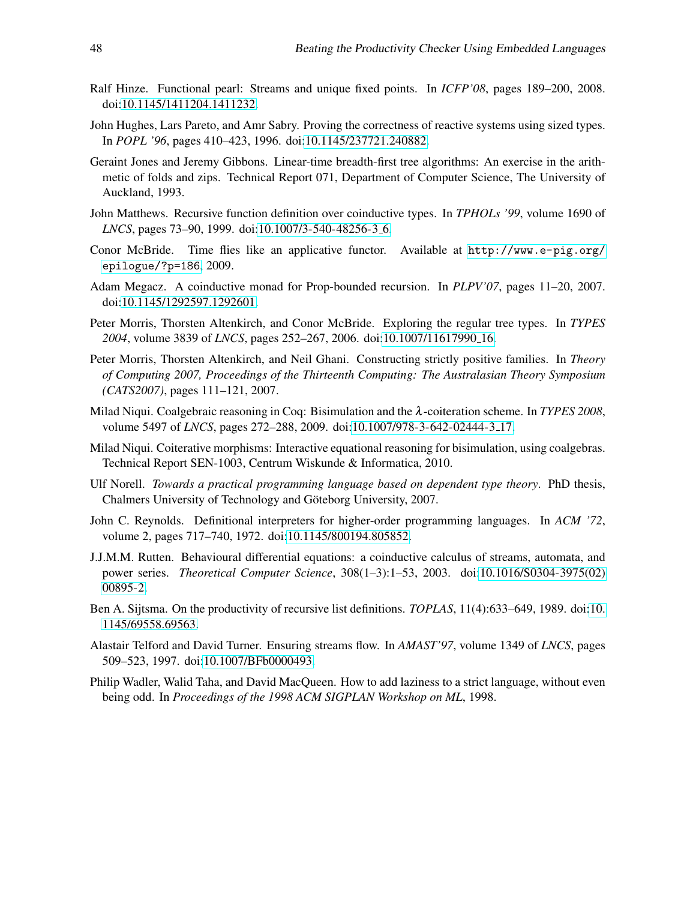Ralf Hinze. Functional pearl: Streams and unique fixed points. In *ICFP'08*, pages 189–200, 2008. doi:10.1145/1411204.1411232.

John Hughes, Lars Pareto, and Amr Sabry. Proving the correctness of reactive systems using sized types. In *POPL '96*, pages 410–423, 1996. doi:10.1145/237721.240882.

Geraint Jones and Jeremy Gibbons. Linear-time breadth-first tree algorithms: An exercise in the arithmetic of folds and zips. Technical Report 071, Department of Computer Science, The University of Auckland, 1993.

John Matthews. Recursive function definition over coinductive types. In *TPHOLs '99*, volume 1690 of *LNCS*, pages 73–90, 1999. doi:10.1007/3-540-48256-3_6.

Conor McBride. Time flies like an applicative functor. Available at `http://www.e-pig.org/epilogue/?p=186`, 2009.

Adam Megacz. A coinductive monad for Prop-bounded recursion. In *PLPV'07*, pages 11–20, 2007. doi:10.1145/1292597.1292601.

Peter Morris, Thorsten Altenkirch, and Conor McBride. Exploring the regular tree types. In *TYPES 2004*, volume 3839 of *LNCS*, pages 252–267, 2006. doi:10.1007/11617990_16.

Peter Morris, Thorsten Altenkirch, and Neil Ghani. Constructing strictly positive families. In *Theory of Computing 2007, Proceedings of the Thirteenth Computing: The Australasian Theory Symposium (CATS2007)*, pages 111–121, 2007.

Milad Niqui. Coalgebraic reasoning in Coq: Bisimulation and the $\lambda$-coiteration scheme. In *TYPES 2008*, volume 5497 of *LNCS*, pages 272–288, 2009. doi:10.1007/978-3-642-02444-3_17.

Milad Niqui. Coiterative morphisms: Interactive equational reasoning for bisimulation, using coalgebras. Technical Report SEN-1003, Centrum Wiskunde & Informatica, 2010.

Ulf Norell. *Towards a practical programming language based on dependent type theory*. PhD thesis, Chalmers University of Technology and Göteborg University, 2007.

John C. Reynolds. Definitional interpreters for higher-order programming languages. In *ACM '72*, volume 2, pages 717–740, 1972. doi:10.1145/800194.805852.

J.J.M.M. Rutten. Behavioural differential equations: a coinductive calculus of streams, automata, and power series. *Theoretical Computer Science*, 308(1–3):1–53, 2003. doi:10.1016/S0304-3975(02)00895-2.

Ben A. Sijtsma. On the productivity of recursive list definitions. *TOPLAS*, 11(4):633–649, 1989. doi:10.1145/69558.69563.

Alastair Telford and David Turner. Ensuring streams flow. In *AMAST'97*, volume 1349 of *LNCS*, pages 509–523, 1997. doi:10.1007/BFb0000493.

Philip Wadler, Walid Taha, and David MacQueen. How to add laziness to a strict language, without even being odd. In *Proceedings of the 1998 ACM SIGPLAN Workshop on ML*, 1998.